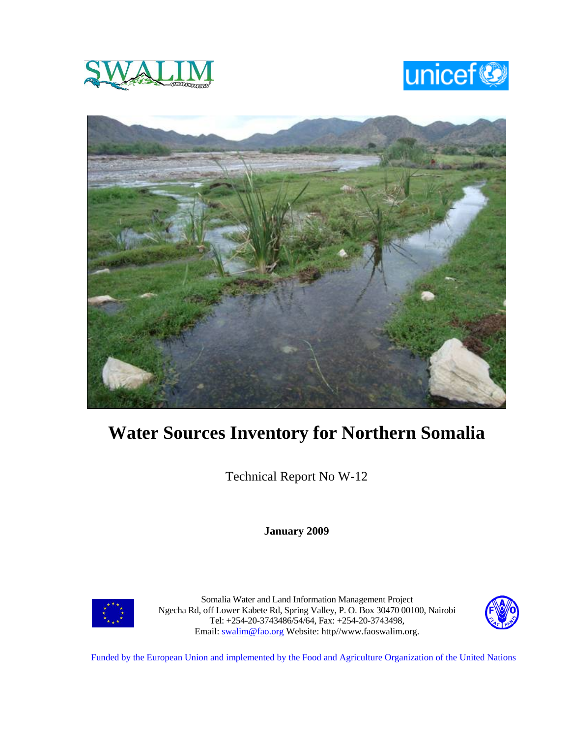# Water Sources Inventory for Northern Somalia

Technical Report No W-12

**January 2009**

Somalia Water and Land Information Management Project
Ngecha Rd, off Lower Kabete Rd, Spring Valley, P. O. Box 30470 00100, Nairobi
Tel: +254-20-3743486/54/64, Fax: +254-20-3743498,
Email: swalim@fao.org Website: http//www.faoswalim.org.

Funded by the European Union and implemented by the Food and Agriculture Organization of the United Nations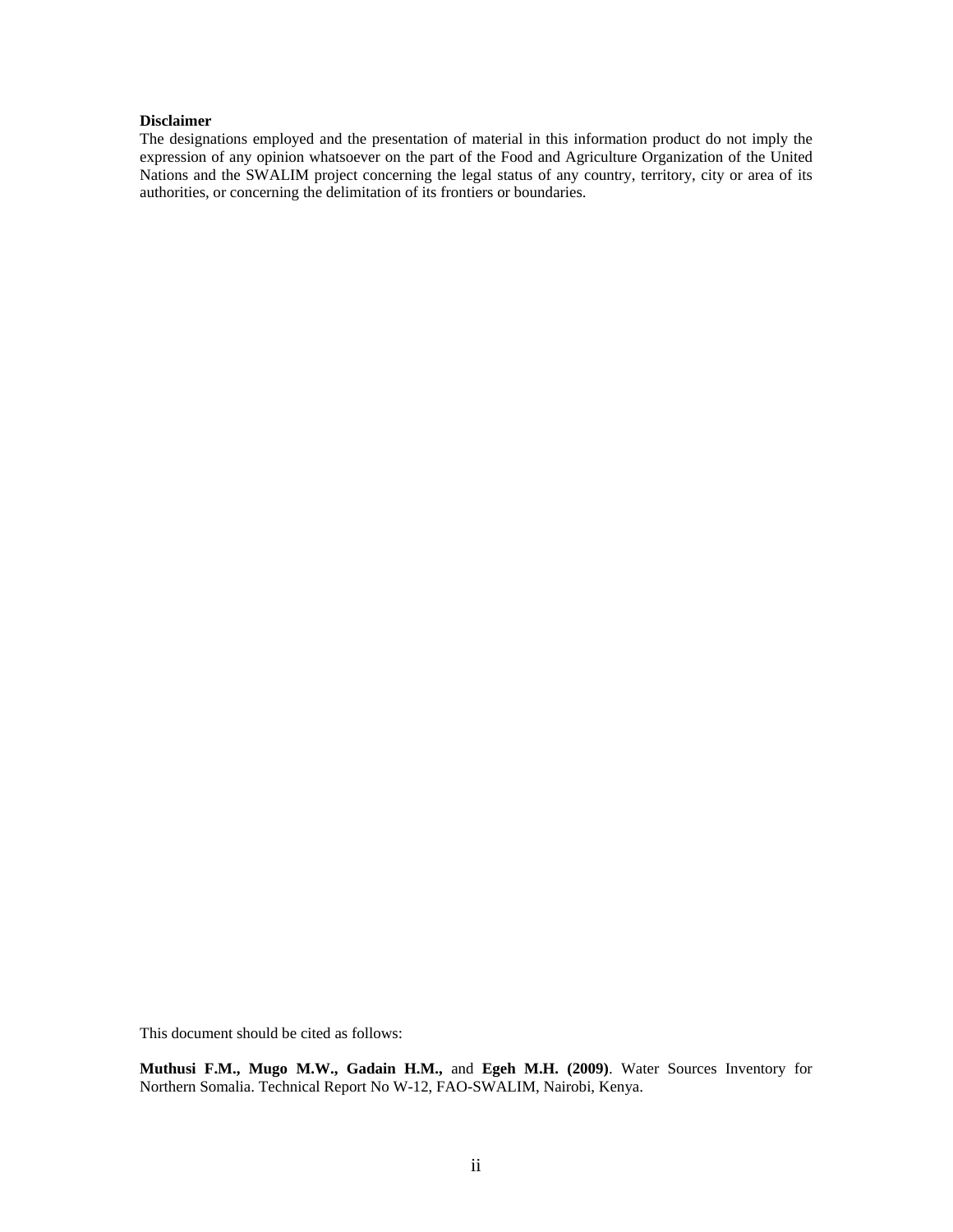**Disclaimer**

The designations employed and the presentation of material in this information product do not imply the expression of any opinion whatsoever on the part of the Food and Agriculture Organization of the United Nations and the SWALIM project concerning the legal status of any country, territory, city or area of its authorities, or concerning the delimitation of its frontiers or boundaries.

This document should be cited as follows:

**Muthusi F.M., Mugo M.W., Gadain H.M.,** and **Egeh M.H. (2009)**. Water Sources Inventory for Northern Somalia. Technical Report No W-12, FAO-SWALIM, Nairobi, Kenya.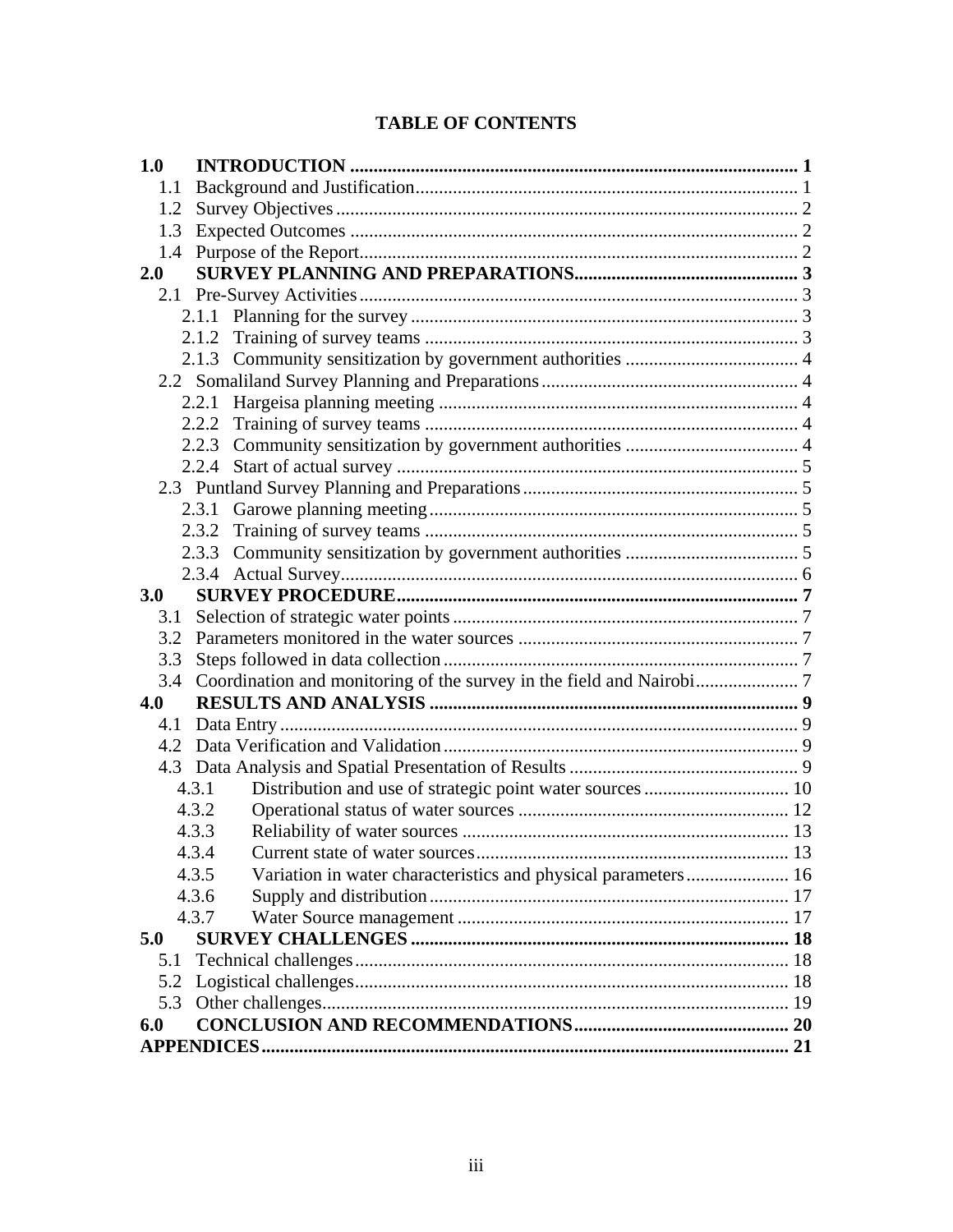# TABLE OF CONTENTS

**1.0 INTRODUCTION** ........ 1
- 1.1 Background and Justification ........ 1
- 1.2 Survey Objectives ........ 2
- 1.3 Expected Outcomes ........ 2
- 1.4 Purpose of the Report ........ 2

**2.0 SURVEY PLANNING AND PREPARATIONS** ........ 3
- 2.1 Pre-Survey Activities ........ 3
  - 2.1.1 Planning for the survey ........ 3
  - 2.1.2 Training of survey teams ........ 3
  - 2.1.3 Community sensitization by government authorities ........ 4
- 2.2 Somaliland Survey Planning and Preparations ........ 4
  - 2.2.1 Hargeisa planning meeting ........ 4
  - 2.2.2 Training of survey teams ........ 4
  - 2.2.3 Community sensitization by government authorities ........ 4
  - 2.2.4 Start of actual survey ........ 5
- 2.3 Puntland Survey Planning and Preparations ........ 5
  - 2.3.1 Garowe planning meeting ........ 5
  - 2.3.2 Training of survey teams ........ 5
  - 2.3.3 Community sensitization by government authorities ........ 5
  - 2.3.4 Actual Survey ........ 6

**3.0 SURVEY PROCEDURE** ........ 7
- 3.1 Selection of strategic water points ........ 7
- 3.2 Parameters monitored in the water sources ........ 7
- 3.3 Steps followed in data collection ........ 7
- 3.4 Coordination and monitoring of the survey in the field and Nairobi ........ 7

**4.0 RESULTS AND ANALYSIS** ........ 9
- 4.1 Data Entry ........ 9
- 4.2 Data Verification and Validation ........ 9
- 4.3 Data Analysis and Spatial Presentation of Results ........ 9
  - 4.3.1 Distribution and use of strategic point water sources ........ 10
  - 4.3.2 Operational status of water sources ........ 12
  - 4.3.3 Reliability of water sources ........ 13
  - 4.3.4 Current state of water sources ........ 13
  - 4.3.5 Variation in water characteristics and physical parameters ........ 16
  - 4.3.6 Supply and distribution ........ 17
  - 4.3.7 Water Source management ........ 17

**5.0 SURVEY CHALLENGES** ........ 18
- 5.1 Technical challenges ........ 18
- 5.2 Logistical challenges ........ 18
- 5.3 Other challenges ........ 19

**6.0 CONCLUSION AND RECOMMENDATIONS** ........ 20

**APPENDICES** ........ 21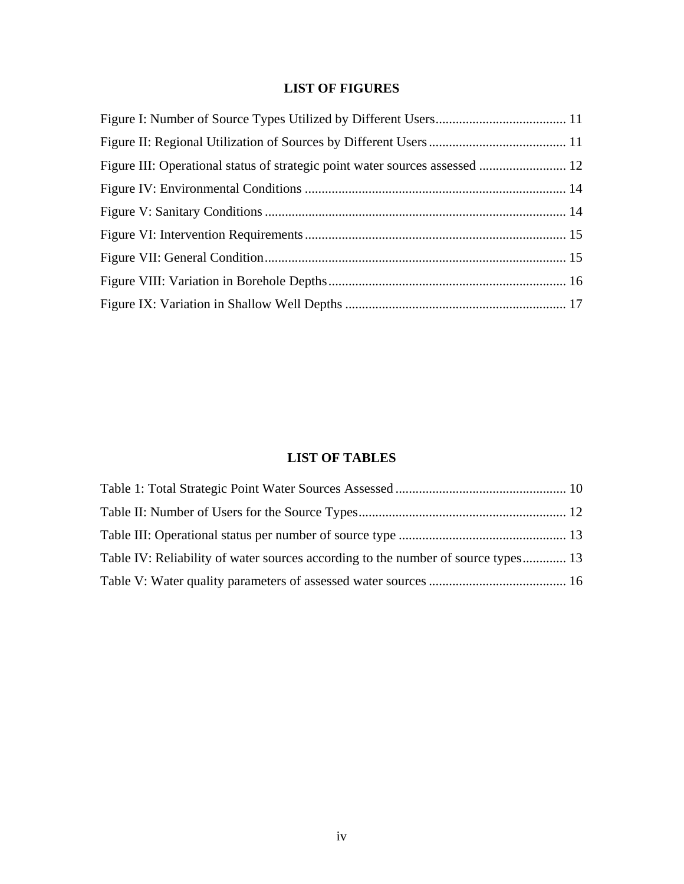## LIST OF FIGURES

Figure I: Number of Source Types Utilized by Different Users....................................... 11

Figure II: Regional Utilization of Sources by Different Users......................................... 11

Figure III: Operational status of strategic point water sources assessed .......................... 12

Figure IV: Environmental Conditions ............................................................................. 14

Figure V: Sanitary Conditions .......................................................................................... 14

Figure VI: Intervention Requirements............................................................................. 15

Figure VII: General Condition.......................................................................................... 15

Figure VIII: Variation in Borehole Depths....................................................................... 16

Figure IX: Variation in Shallow Well Depths .................................................................. 17

## LIST OF TABLES

Table 1: Total Strategic Point Water Sources Assessed................................................... 10

Table II: Number of Users for the Source Types.............................................................. 12

Table III: Operational status per number of source type .................................................. 13

Table IV: Reliability of water sources according to the number of source types............. 13

Table V: Water quality parameters of assessed water sources ......................................... 16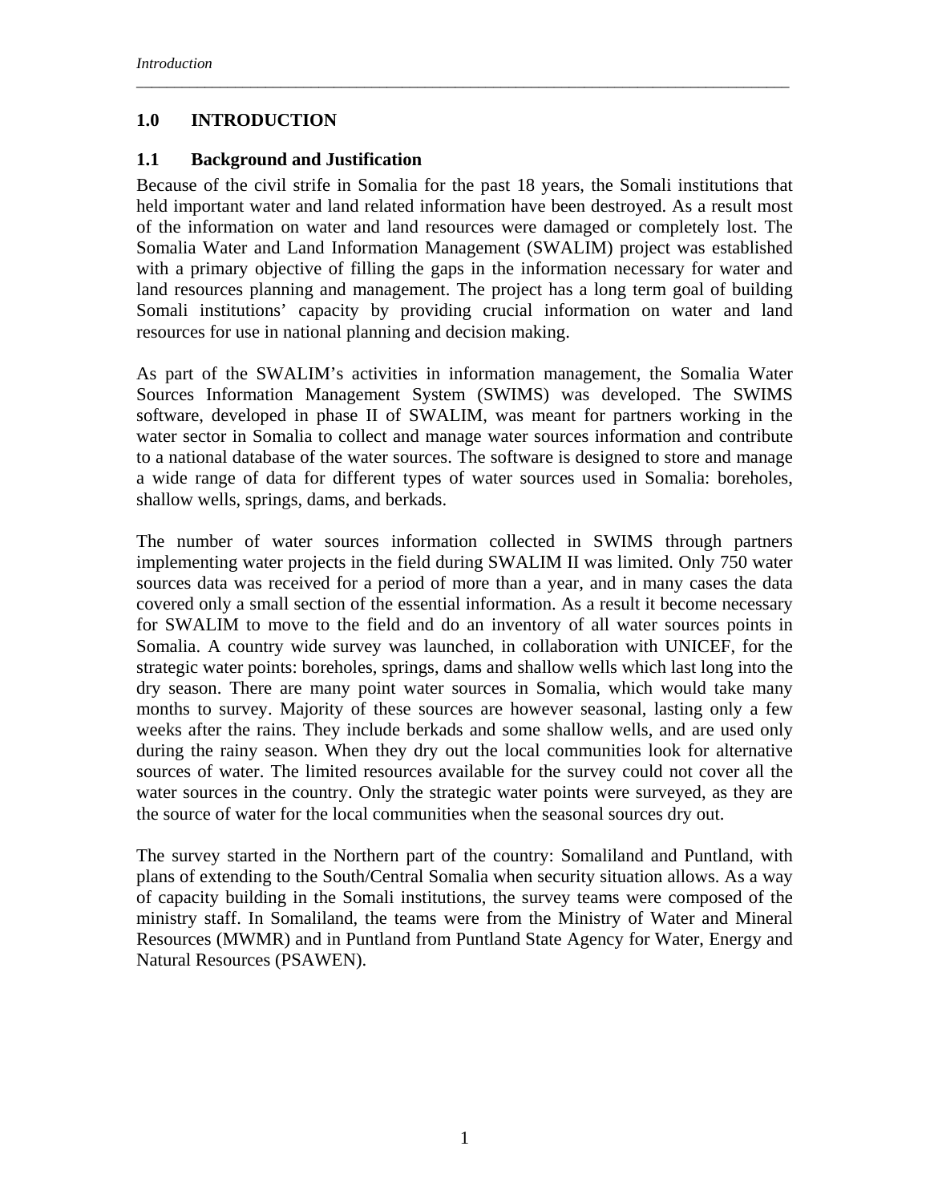# 1.0 INTRODUCTION

## 1.1 Background and Justification

Because of the civil strife in Somalia for the past 18 years, the Somali institutions that held important water and land related information have been destroyed. As a result most of the information on water and land resources were damaged or completely lost. The Somalia Water and Land Information Management (SWALIM) project was established with a primary objective of filling the gaps in the information necessary for water and land resources planning and management. The project has a long term goal of building Somali institutions' capacity by providing crucial information on water and land resources for use in national planning and decision making.

As part of the SWALIM's activities in information management, the Somalia Water Sources Information Management System (SWIMS) was developed. The SWIMS software, developed in phase II of SWALIM, was meant for partners working in the water sector in Somalia to collect and manage water sources information and contribute to a national database of the water sources. The software is designed to store and manage a wide range of data for different types of water sources used in Somalia: boreholes, shallow wells, springs, dams, and berkads.

The number of water sources information collected in SWIMS through partners implementing water projects in the field during SWALIM II was limited. Only 750 water sources data was received for a period of more than a year, and in many cases the data covered only a small section of the essential information. As a result it become necessary for SWALIM to move to the field and do an inventory of all water sources points in Somalia. A country wide survey was launched, in collaboration with UNICEF, for the strategic water points: boreholes, springs, dams and shallow wells which last long into the dry season. There are many point water sources in Somalia, which would take many months to survey. Majority of these sources are however seasonal, lasting only a few weeks after the rains. They include berkads and some shallow wells, and are used only during the rainy season. When they dry out the local communities look for alternative sources of water. The limited resources available for the survey could not cover all the water sources in the country. Only the strategic water points were surveyed, as they are the source of water for the local communities when the seasonal sources dry out.

The survey started in the Northern part of the country: Somaliland and Puntland, with plans of extending to the South/Central Somalia when security situation allows. As a way of capacity building in the Somali institutions, the survey teams were composed of the ministry staff. In Somaliland, the teams were from the Ministry of Water and Mineral Resources (MWMR) and in Puntland from Puntland State Agency for Water, Energy and Natural Resources (PSAWEN).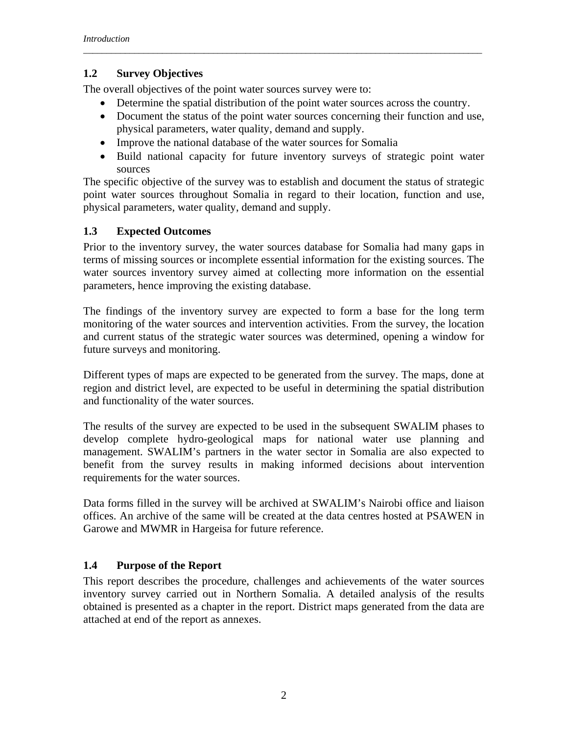## 1.2 Survey Objectives

The overall objectives of the point water sources survey were to:

- Determine the spatial distribution of the point water sources across the country.
- Document the status of the point water sources concerning their function and use, physical parameters, water quality, demand and supply.
- Improve the national database of the water sources for Somalia
- Build national capacity for future inventory surveys of strategic point water sources

The specific objective of the survey was to establish and document the status of strategic point water sources throughout Somalia in regard to their location, function and use, physical parameters, water quality, demand and supply.

## 1.3 Expected Outcomes

Prior to the inventory survey, the water sources database for Somalia had many gaps in terms of missing sources or incomplete essential information for the existing sources. The water sources inventory survey aimed at collecting more information on the essential parameters, hence improving the existing database.

The findings of the inventory survey are expected to form a base for the long term monitoring of the water sources and intervention activities. From the survey, the location and current status of the strategic water sources was determined, opening a window for future surveys and monitoring.

Different types of maps are expected to be generated from the survey. The maps, done at region and district level, are expected to be useful in determining the spatial distribution and functionality of the water sources.

The results of the survey are expected to be used in the subsequent SWALIM phases to develop complete hydro-geological maps for national water use planning and management. SWALIM's partners in the water sector in Somalia are also expected to benefit from the survey results in making informed decisions about intervention requirements for the water sources.

Data forms filled in the survey will be archived at SWALIM's Nairobi office and liaison offices. An archive of the same will be created at the data centres hosted at PSAWEN in Garowe and MWMR in Hargeisa for future reference.

## 1.4 Purpose of the Report

This report describes the procedure, challenges and achievements of the water sources inventory survey carried out in Northern Somalia. A detailed analysis of the results obtained is presented as a chapter in the report. District maps generated from the data are attached at end of the report as annexes.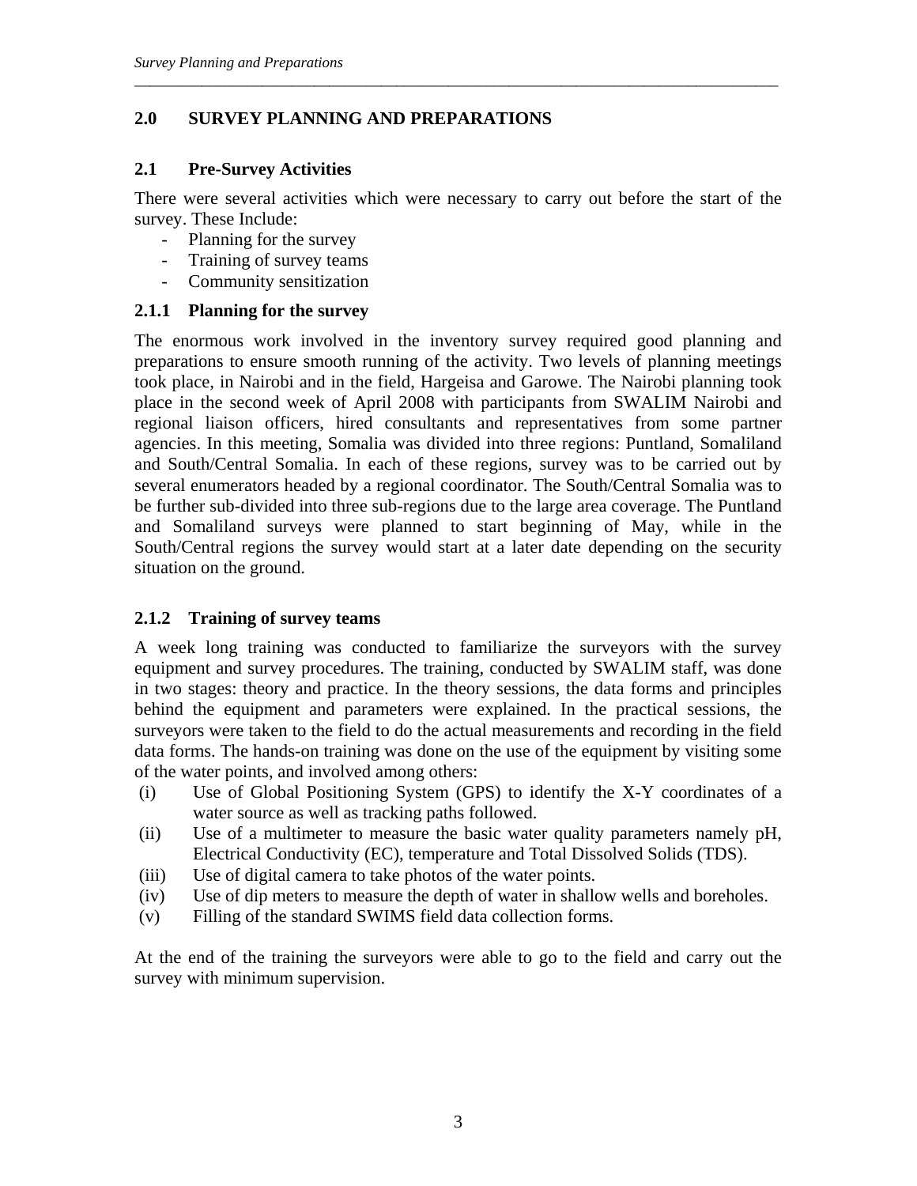## 2.0 SURVEY PLANNING AND PREPARATIONS

### 2.1 Pre-Survey Activities

There were several activities which were necessary to carry out before the start of the survey. These Include:

- Planning for the survey
- Training of survey teams
- Community sensitization

### 2.1.1 Planning for the survey

The enormous work involved in the inventory survey required good planning and preparations to ensure smooth running of the activity. Two levels of planning meetings took place, in Nairobi and in the field, Hargeisa and Garowe. The Nairobi planning took place in the second week of April 2008 with participants from SWALIM Nairobi and regional liaison officers, hired consultants and representatives from some partner agencies. In this meeting, Somalia was divided into three regions: Puntland, Somaliland and South/Central Somalia. In each of these regions, survey was to be carried out by several enumerators headed by a regional coordinator. The South/Central Somalia was to be further sub-divided into three sub-regions due to the large area coverage. The Puntland and Somaliland surveys were planned to start beginning of May, while in the South/Central regions the survey would start at a later date depending on the security situation on the ground.

### 2.1.2 Training of survey teams

A week long training was conducted to familiarize the surveyors with the survey equipment and survey procedures. The training, conducted by SWALIM staff, was done in two stages: theory and practice. In the theory sessions, the data forms and principles behind the equipment and parameters were explained. In the practical sessions, the surveyors were taken to the field to do the actual measurements and recording in the field data forms. The hands-on training was done on the use of the equipment by visiting some of the water points, and involved among others:

(i) Use of Global Positioning System (GPS) to identify the X-Y coordinates of a water source as well as tracking paths followed.
(ii) Use of a multimeter to measure the basic water quality parameters namely pH, Electrical Conductivity (EC), temperature and Total Dissolved Solids (TDS).
(iii) Use of digital camera to take photos of the water points.
(iv) Use of dip meters to measure the depth of water in shallow wells and boreholes.
(v) Filling of the standard SWIMS field data collection forms.

At the end of the training the surveyors were able to go to the field and carry out the survey with minimum supervision.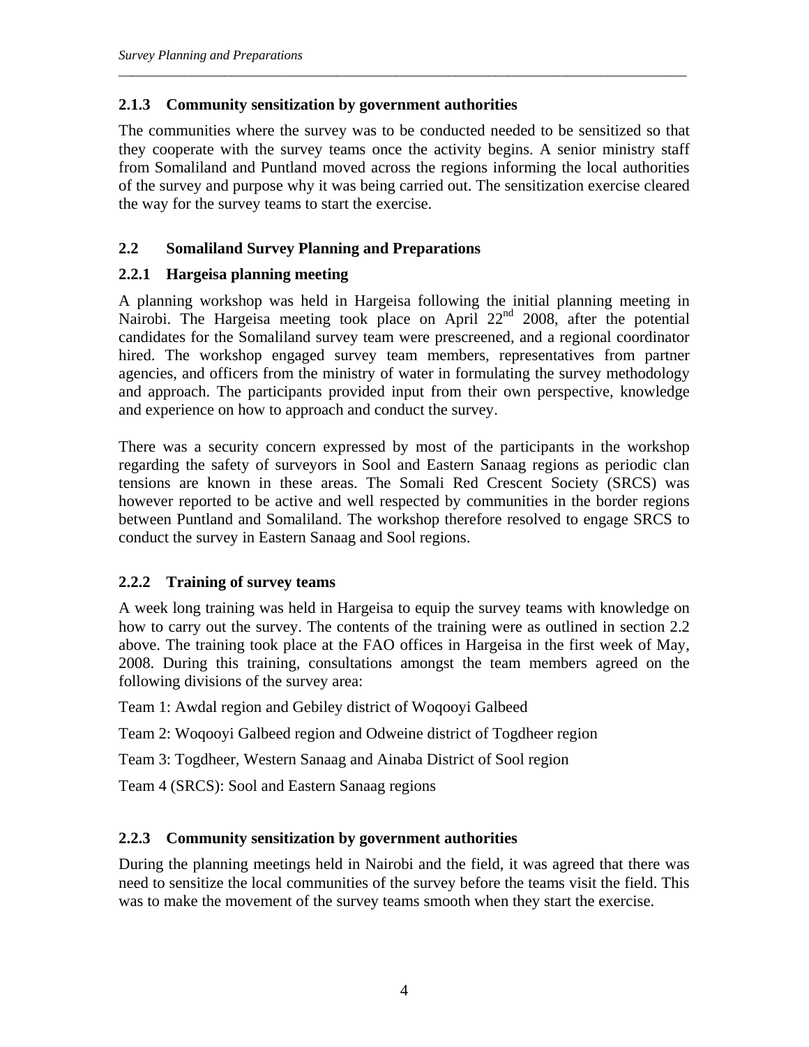### 2.1.3 Community sensitization by government authorities

The communities where the survey was to be conducted needed to be sensitized so that they cooperate with the survey teams once the activity begins. A senior ministry staff from Somaliland and Puntland moved across the regions informing the local authorities of the survey and purpose why it was being carried out. The sensitization exercise cleared the way for the survey teams to start the exercise.

## 2.2 Somaliland Survey Planning and Preparations

### 2.2.1 Hargeisa planning meeting

A planning workshop was held in Hargeisa following the initial planning meeting in Nairobi. The Hargeisa meeting took place on April 22nd 2008, after the potential candidates for the Somaliland survey team were prescreened, and a regional coordinator hired. The workshop engaged survey team members, representatives from partner agencies, and officers from the ministry of water in formulating the survey methodology and approach. The participants provided input from their own perspective, knowledge and experience on how to approach and conduct the survey.

There was a security concern expressed by most of the participants in the workshop regarding the safety of surveyors in Sool and Eastern Sanaag regions as periodic clan tensions are known in these areas. The Somali Red Crescent Society (SRCS) was however reported to be active and well respected by communities in the border regions between Puntland and Somaliland. The workshop therefore resolved to engage SRCS to conduct the survey in Eastern Sanaag and Sool regions.

### 2.2.2 Training of survey teams

A week long training was held in Hargeisa to equip the survey teams with knowledge on how to carry out the survey. The contents of the training were as outlined in section 2.2 above. The training took place at the FAO offices in Hargeisa in the first week of May, 2008. During this training, consultations amongst the team members agreed on the following divisions of the survey area:

Team 1: Awdal region and Gebiley district of Woqooyi Galbeed

Team 2: Woqooyi Galbeed region and Odweine district of Togdheer region

Team 3: Togdheer, Western Sanaag and Ainaba District of Sool region

Team 4 (SRCS): Sool and Eastern Sanaag regions

### 2.2.3 Community sensitization by government authorities

During the planning meetings held in Nairobi and the field, it was agreed that there was need to sensitize the local communities of the survey before the teams visit the field. This was to make the movement of the survey teams smooth when they start the exercise.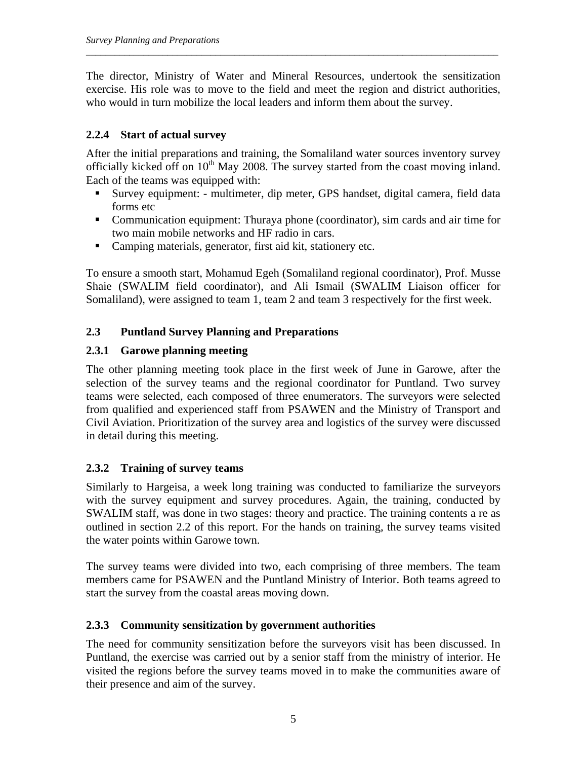The director, Ministry of Water and Mineral Resources, undertook the sensitization exercise. His role was to move to the field and meet the region and district authorities, who would in turn mobilize the local leaders and inform them about the survey.

### 2.2.4 Start of actual survey

After the initial preparations and training, the Somaliland water sources inventory survey officially kicked off on 10th May 2008. The survey started from the coast moving inland. Each of the teams was equipped with:

- Survey equipment: - multimeter, dip meter, GPS handset, digital camera, field data forms etc
- Communication equipment: Thuraya phone (coordinator), sim cards and air time for two main mobile networks and HF radio in cars.
- Camping materials, generator, first aid kit, stationery etc.

To ensure a smooth start, Mohamud Egeh (Somaliland regional coordinator), Prof. Musse Shaie (SWALIM field coordinator), and Ali Ismail (SWALIM Liaison officer for Somaliland), were assigned to team 1, team 2 and team 3 respectively for the first week.

## 2.3 Puntland Survey Planning and Preparations

### 2.3.1 Garowe planning meeting

The other planning meeting took place in the first week of June in Garowe, after the selection of the survey teams and the regional coordinator for Puntland. Two survey teams were selected, each composed of three enumerators. The surveyors were selected from qualified and experienced staff from PSAWEN and the Ministry of Transport and Civil Aviation. Prioritization of the survey area and logistics of the survey were discussed in detail during this meeting.

### 2.3.2 Training of survey teams

Similarly to Hargeisa, a week long training was conducted to familiarize the surveyors with the survey equipment and survey procedures. Again, the training, conducted by SWALIM staff, was done in two stages: theory and practice. The training contents a re as outlined in section 2.2 of this report. For the hands on training, the survey teams visited the water points within Garowe town.

The survey teams were divided into two, each comprising of three members. The team members came for PSAWEN and the Puntland Ministry of Interior. Both teams agreed to start the survey from the coastal areas moving down.

### 2.3.3 Community sensitization by government authorities

The need for community sensitization before the surveyors visit has been discussed. In Puntland, the exercise was carried out by a senior staff from the ministry of interior. He visited the regions before the survey teams moved in to make the communities aware of their presence and aim of the survey.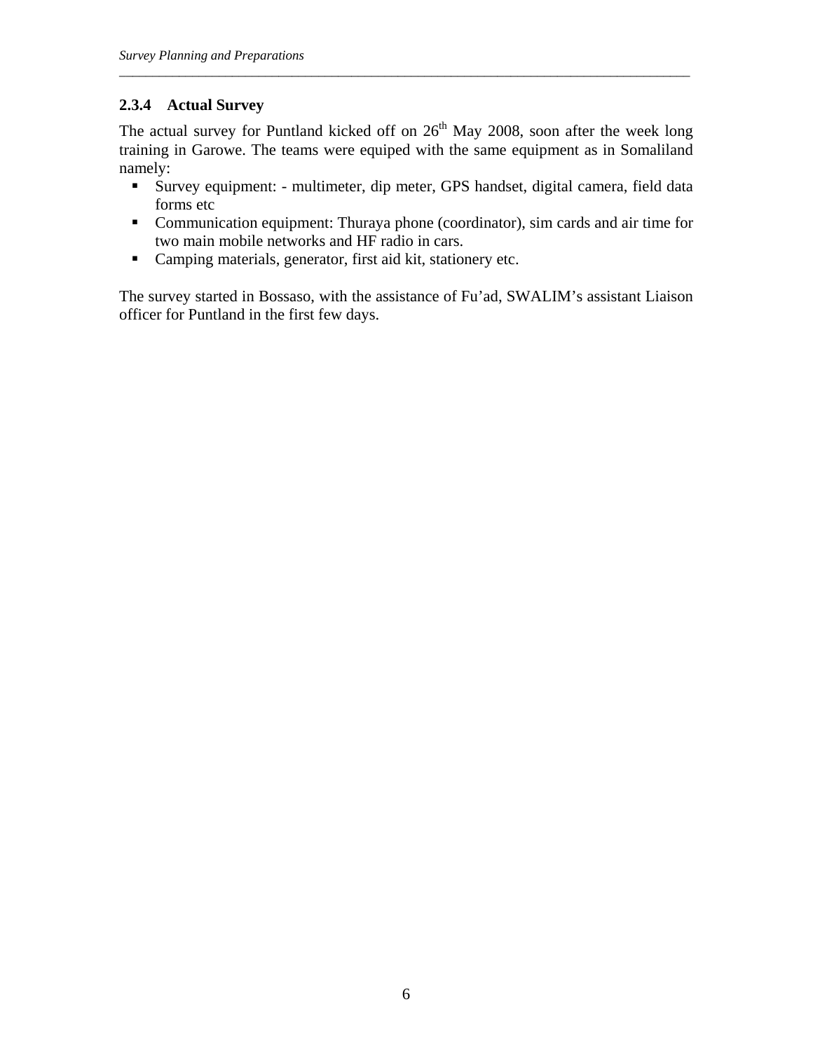### 2.3.4 Actual Survey

The actual survey for Puntland kicked off on 26th May 2008, soon after the week long training in Garowe. The teams were equiped with the same equipment as in Somaliland namely:

- Survey equipment: - multimeter, dip meter, GPS handset, digital camera, field data forms etc
- Communication equipment: Thuraya phone (coordinator), sim cards and air time for two main mobile networks and HF radio in cars.
- Camping materials, generator, first aid kit, stationery etc.

The survey started in Bossaso, with the assistance of Fu'ad, SWALIM's assistant Liaison officer for Puntland in the first few days.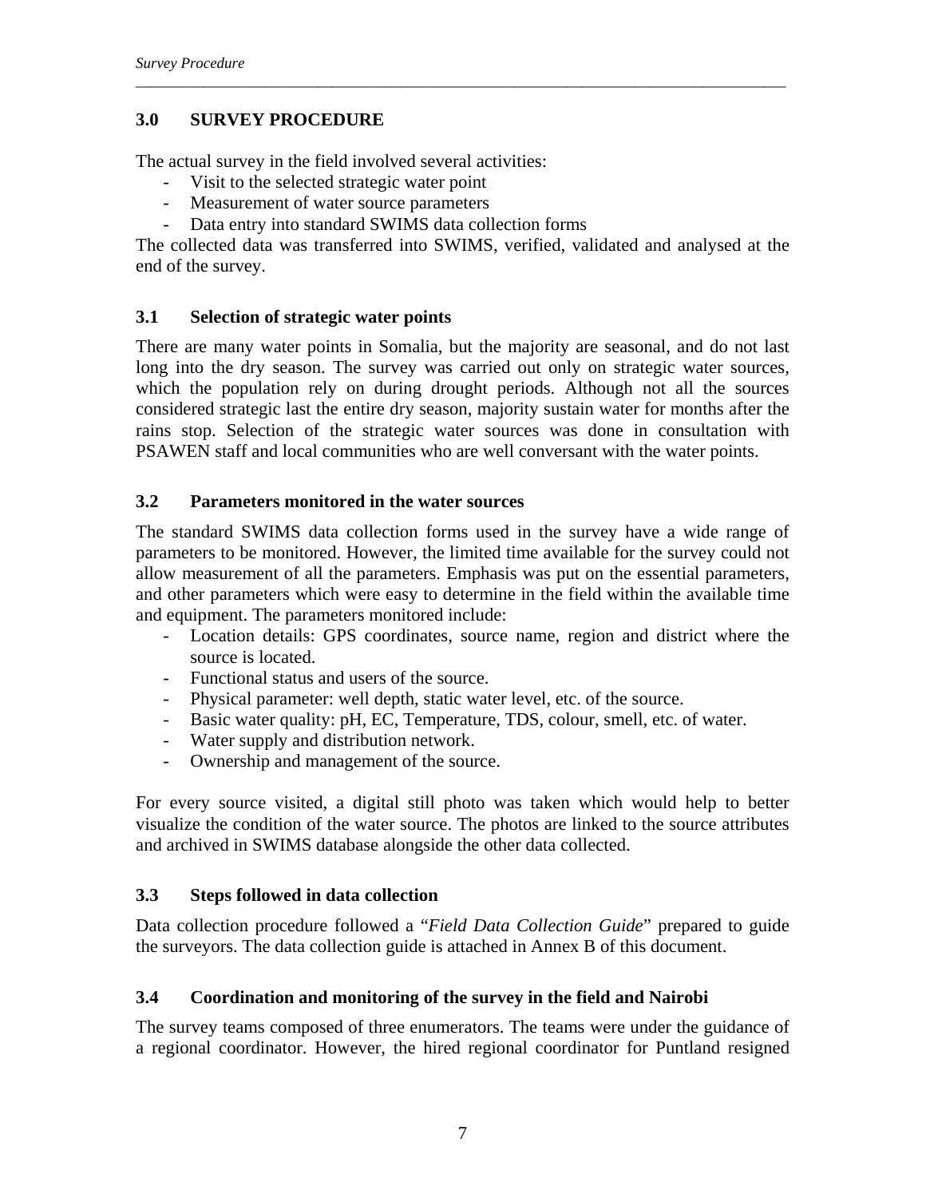## 3.0 SURVEY PROCEDURE

The actual survey in the field involved several activities:

- Visit to the selected strategic water point
- Measurement of water source parameters
- Data entry into standard SWIMS data collection forms

The collected data was transferred into SWIMS, verified, validated and analysed at the end of the survey.

### 3.1 Selection of strategic water points

There are many water points in Somalia, but the majority are seasonal, and do not last long into the dry season. The survey was carried out only on strategic water sources, which the population rely on during drought periods. Although not all the sources considered strategic last the entire dry season, majority sustain water for months after the rains stop. Selection of the strategic water sources was done in consultation with PSAWEN staff and local communities who are well conversant with the water points.

### 3.2 Parameters monitored in the water sources

The standard SWIMS data collection forms used in the survey have a wide range of parameters to be monitored. However, the limited time available for the survey could not allow measurement of all the parameters. Emphasis was put on the essential parameters, and other parameters which were easy to determine in the field within the available time and equipment. The parameters monitored include:

- Location details: GPS coordinates, source name, region and district where the source is located.
- Functional status and users of the source.
- Physical parameter: well depth, static water level, etc. of the source.
- Basic water quality: pH, EC, Temperature, TDS, colour, smell, etc. of water.
- Water supply and distribution network.
- Ownership and management of the source.

For every source visited, a digital still photo was taken which would help to better visualize the condition of the water source. The photos are linked to the source attributes and archived in SWIMS database alongside the other data collected.

### 3.3 Steps followed in data collection

Data collection procedure followed a "*Field Data Collection Guide*" prepared to guide the surveyors. The data collection guide is attached in Annex B of this document.

### 3.4 Coordination and monitoring of the survey in the field and Nairobi

The survey teams composed of three enumerators. The teams were under the guidance of a regional coordinator. However, the hired regional coordinator for Puntland resigned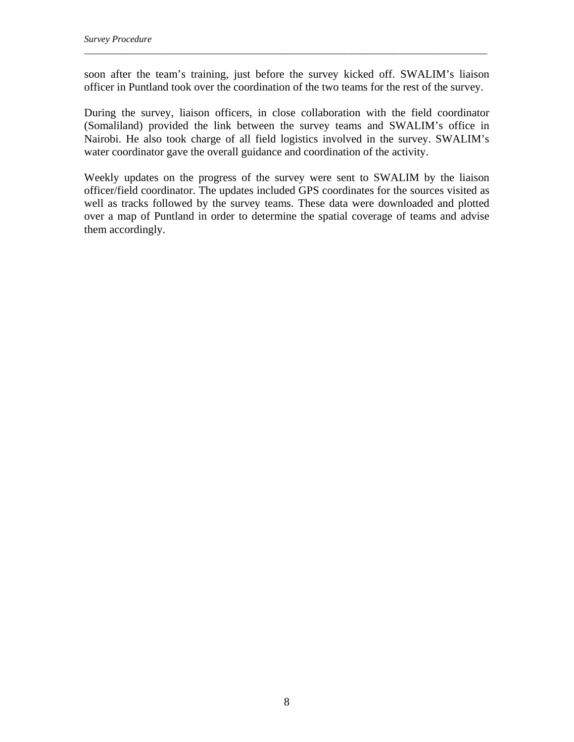soon after the team's training, just before the survey kicked off. SWALIM's liaison officer in Puntland took over the coordination of the two teams for the rest of the survey.

During the survey, liaison officers, in close collaboration with the field coordinator (Somaliland) provided the link between the survey teams and SWALIM's office in Nairobi. He also took charge of all field logistics involved in the survey. SWALIM's water coordinator gave the overall guidance and coordination of the activity.

Weekly updates on the progress of the survey were sent to SWALIM by the liaison officer/field coordinator. The updates included GPS coordinates for the sources visited as well as tracks followed by the survey teams. These data were downloaded and plotted over a map of Puntland in order to determine the spatial coverage of teams and advise them accordingly.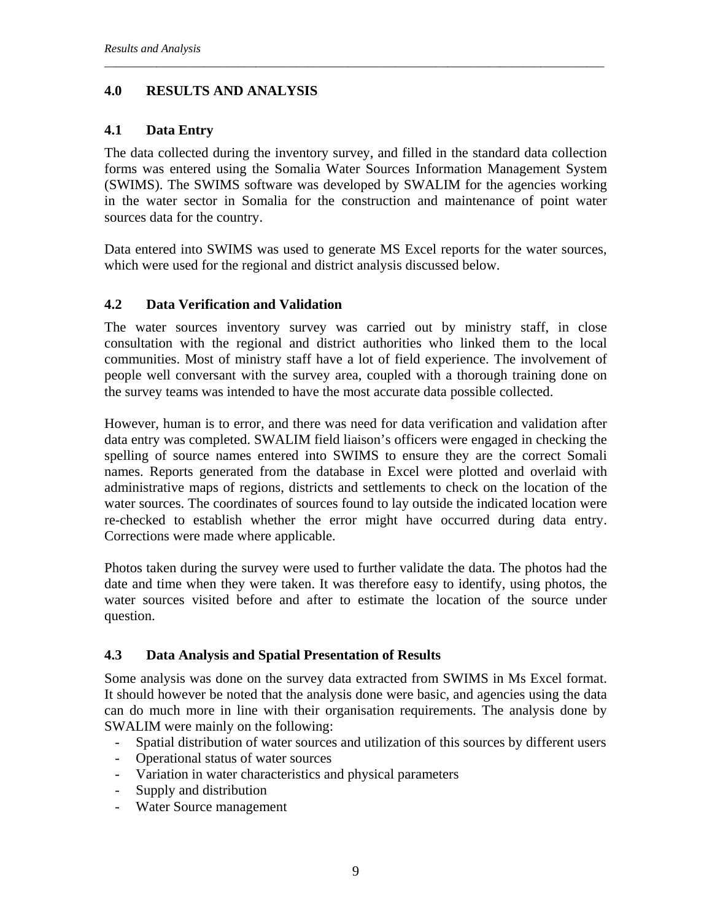# 4.0 RESULTS AND ANALYSIS

## 4.1 Data Entry

The data collected during the inventory survey, and filled in the standard data collection forms was entered using the Somalia Water Sources Information Management System (SWIMS). The SWIMS software was developed by SWALIM for the agencies working in the water sector in Somalia for the construction and maintenance of point water sources data for the country.

Data entered into SWIMS was used to generate MS Excel reports for the water sources, which were used for the regional and district analysis discussed below.

## 4.2 Data Verification and Validation

The water sources inventory survey was carried out by ministry staff, in close consultation with the regional and district authorities who linked them to the local communities. Most of ministry staff have a lot of field experience. The involvement of people well conversant with the survey area, coupled with a thorough training done on the survey teams was intended to have the most accurate data possible collected.

However, human is to error, and there was need for data verification and validation after data entry was completed. SWALIM field liaison's officers were engaged in checking the spelling of source names entered into SWIMS to ensure they are the correct Somali names. Reports generated from the database in Excel were plotted and overlaid with administrative maps of regions, districts and settlements to check on the location of the water sources. The coordinates of sources found to lay outside the indicated location were re-checked to establish whether the error might have occurred during data entry. Corrections were made where applicable.

Photos taken during the survey were used to further validate the data. The photos had the date and time when they were taken. It was therefore easy to identify, using photos, the water sources visited before and after to estimate the location of the source under question.

## 4.3 Data Analysis and Spatial Presentation of Results

Some analysis was done on the survey data extracted from SWIMS in Ms Excel format. It should however be noted that the analysis done were basic, and agencies using the data can do much more in line with their organisation requirements. The analysis done by SWALIM were mainly on the following:

- Spatial distribution of water sources and utilization of this sources by different users
- Operational status of water sources
- Variation in water characteristics and physical parameters
- Supply and distribution
- Water Source management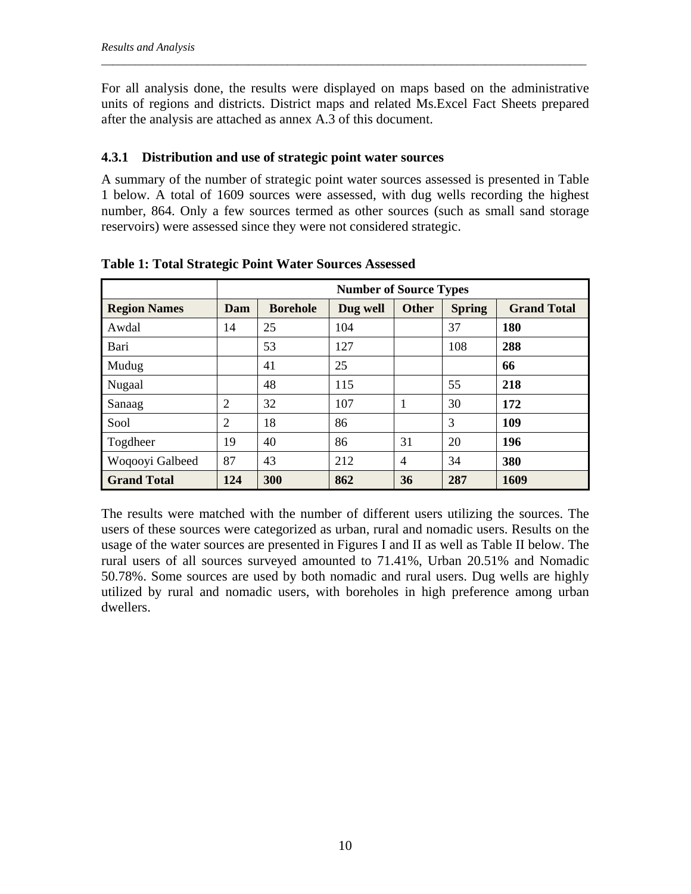For all analysis done, the results were displayed on maps based on the administrative units of regions and districts. District maps and related Ms.Excel Fact Sheets prepared after the analysis are attached as annex A.3 of this document.

### 4.3.1 Distribution and use of strategic point water sources

A summary of the number of strategic point water sources assessed is presented in Table 1 below. A total of 1609 sources were assessed, with dug wells recording the highest number, 864. Only a few sources termed as other sources (such as small sand storage reservoirs) were assessed since they were not considered strategic.

**Table 1: Total Strategic Point Water Sources Assessed**

| | Number of Source Types | | | | | |
|---|---|---|---|---|---|---|
| **Region Names** | **Dam** | **Borehole** | **Dug well** | **Other** | **Spring** | **Grand Total** |
| Awdal | 14 | 25 | 104 | | 37 | **180** |
| Bari | | 53 | 127 | | 108 | **288** |
| Mudug | | 41 | 25 | | | **66** |
| Nugaal | | 48 | 115 | | 55 | **218** |
| Sanaag | 2 | 32 | 107 | 1 | 30 | **172** |
| Sool | 2 | 18 | 86 | | 3 | **109** |
| Togdheer | 19 | 40 | 86 | 31 | 20 | **196** |
| Woqooyi Galbeed | 87 | 43 | 212 | 4 | 34 | **380** |
| **Grand Total** | **124** | **300** | **862** | **36** | **287** | **1609** |

The results were matched with the number of different users utilizing the sources. The users of these sources were categorized as urban, rural and nomadic users. Results on the usage of the water sources are presented in Figures I and II as well as Table II below. The rural users of all sources surveyed amounted to 71.41%, Urban 20.51% and Nomadic 50.78%. Some sources are used by both nomadic and rural users. Dug wells are highly utilized by rural and nomadic users, with boreholes in high preference among urban dwellers.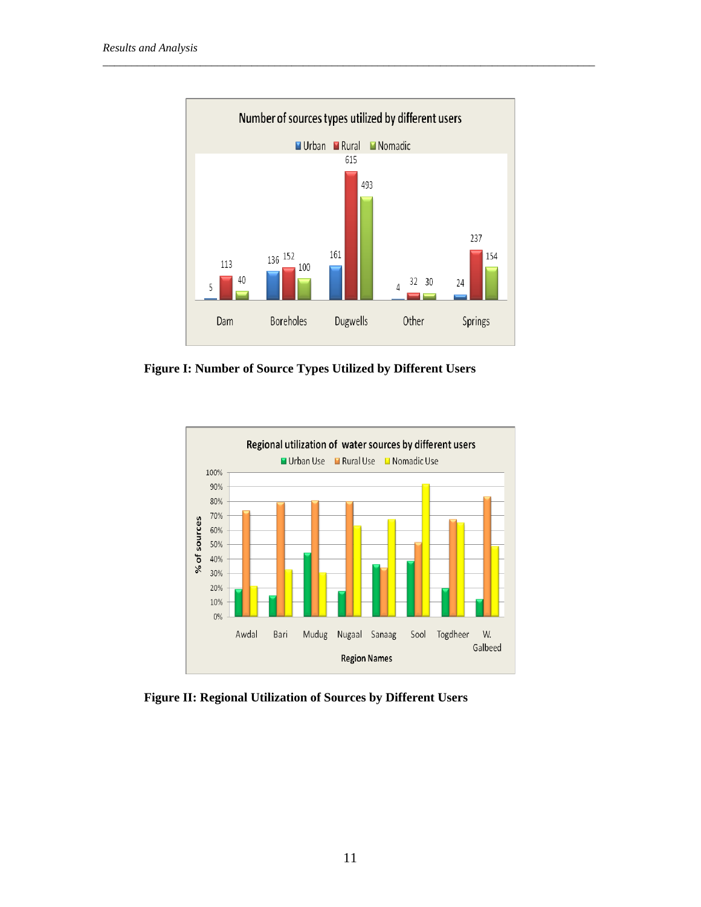Figure I: Number of Source Types Utilized by Different Users

Figure II: Regional Utilization of Sources by Different Users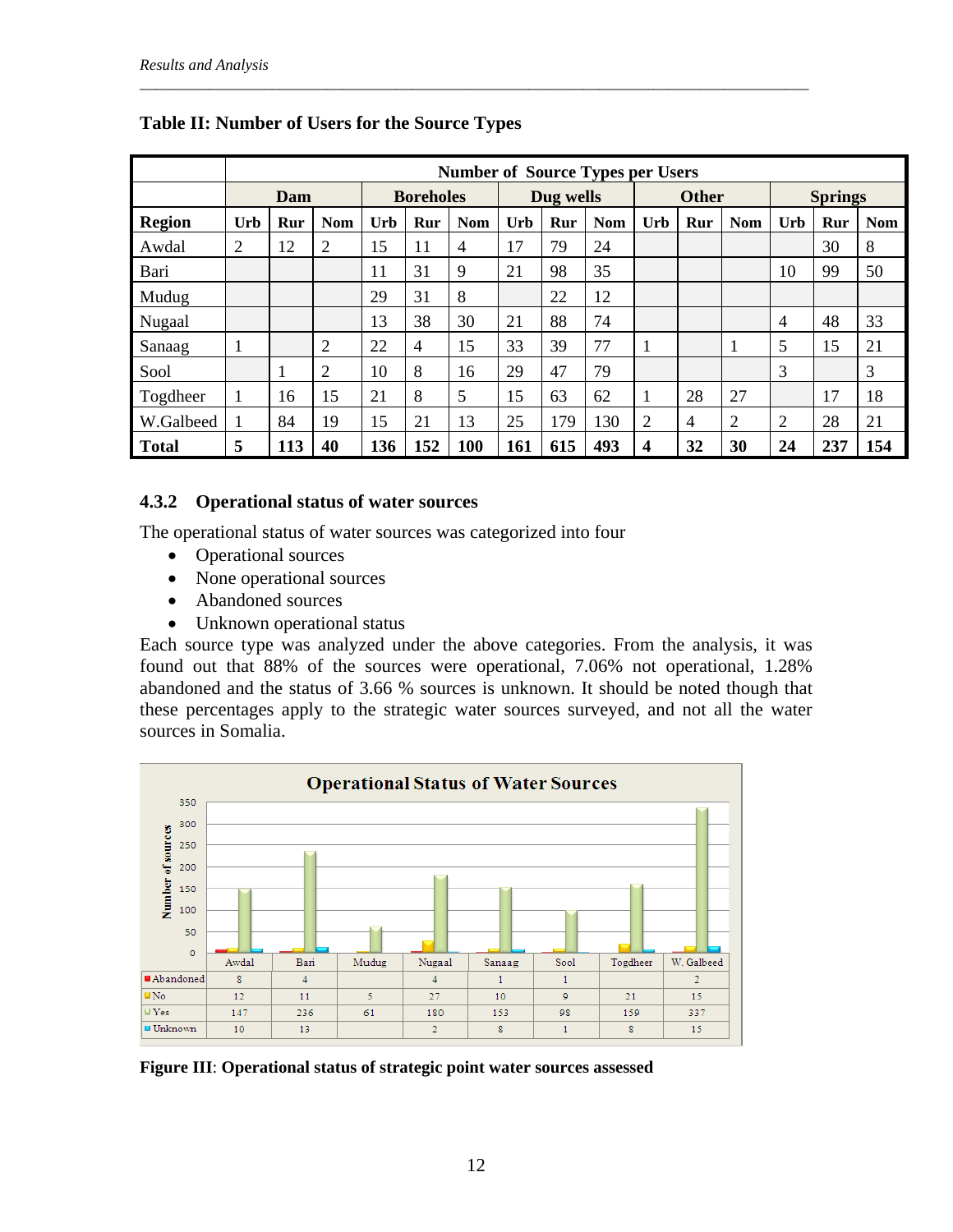**Table II: Number of Users for the Source Types**

| | Number of Source Types per Users | | | | | | | | | | | | | | |
|---|---|---|---|---|---|---|---|---|---|---|---|---|---|---|---|
| | Dam | | | Boreholes | | | Dug wells | | | Other | | | Springs | | |
| **Region** | **Urb** | **Rur** | **Nom** | **Urb** | **Rur** | **Nom** | **Urb** | **Rur** | **Nom** | **Urb** | **Rur** | **Nom** | **Urb** | **Rur** | **Nom** |
| Awdal | 2 | 12 | 2 | 15 | 11 | 4 | 17 | 79 | 24 | | | | | 30 | 8 |
| Bari | | | | 11 | 31 | 9 | 21 | 98 | 35 | | | | 10 | 99 | 50 |
| Mudug | | | | 29 | 31 | 8 | | 22 | 12 | | | | | | |
| Nugaal | | | | 13 | 38 | 30 | 21 | 88 | 74 | | | | 4 | 48 | 33 |
| Sanaag | 1 | | 2 | 22 | 4 | 15 | 33 | 39 | 77 | 1 | | 1 | 5 | 15 | 21 |
| Sool | | 1 | 2 | 10 | 8 | 16 | 29 | 47 | 79 | | | | 3 | | 3 |
| Togdheer | 1 | 16 | 15 | 21 | 8 | 5 | 15 | 63 | 62 | 1 | 28 | 27 | | 17 | 18 |
| W.Galbeed | 1 | 84 | 19 | 15 | 21 | 13 | 25 | 179 | 130 | 2 | 4 | 2 | 2 | 28 | 21 |
| **Total** | **5** | **113** | **40** | **136** | **152** | **100** | **161** | **615** | **493** | **4** | **32** | **30** | **24** | **237** | **154** |

### 4.3.2 Operational status of water sources

The operational status of water sources was categorized into four

- Operational sources
- None operational sources
- Abandoned sources
- Unknown operational status

Each source type was analyzed under the above categories. From the analysis, it was found out that 88% of the sources were operational, 7.06% not operational, 1.28% abandoned and the status of 3.66 % sources is unknown. It should be noted though that these percentages apply to the strategic water sources surveyed, and not all the water sources in Somalia.

**Operational Status of Water Sources**

| | Awdal | Bari | Mudug | Nugaal | Sanaag | Sool | Togdheer | W. Galbeed |
|---|---|---|---|---|---|---|---|---|
| Abandoned | 8 | 4 | | 4 | 1 | 1 | | 2 |
| No | 12 | 11 | 5 | 27 | 10 | 9 | 21 | 15 |
| Yes | 147 | 236 | 61 | 180 | 153 | 98 | 159 | 337 |
| Unknown | 10 | 13 | | 2 | 8 | 1 | 8 | 15 |

**Figure III**: **Operational status of strategic point water sources assessed**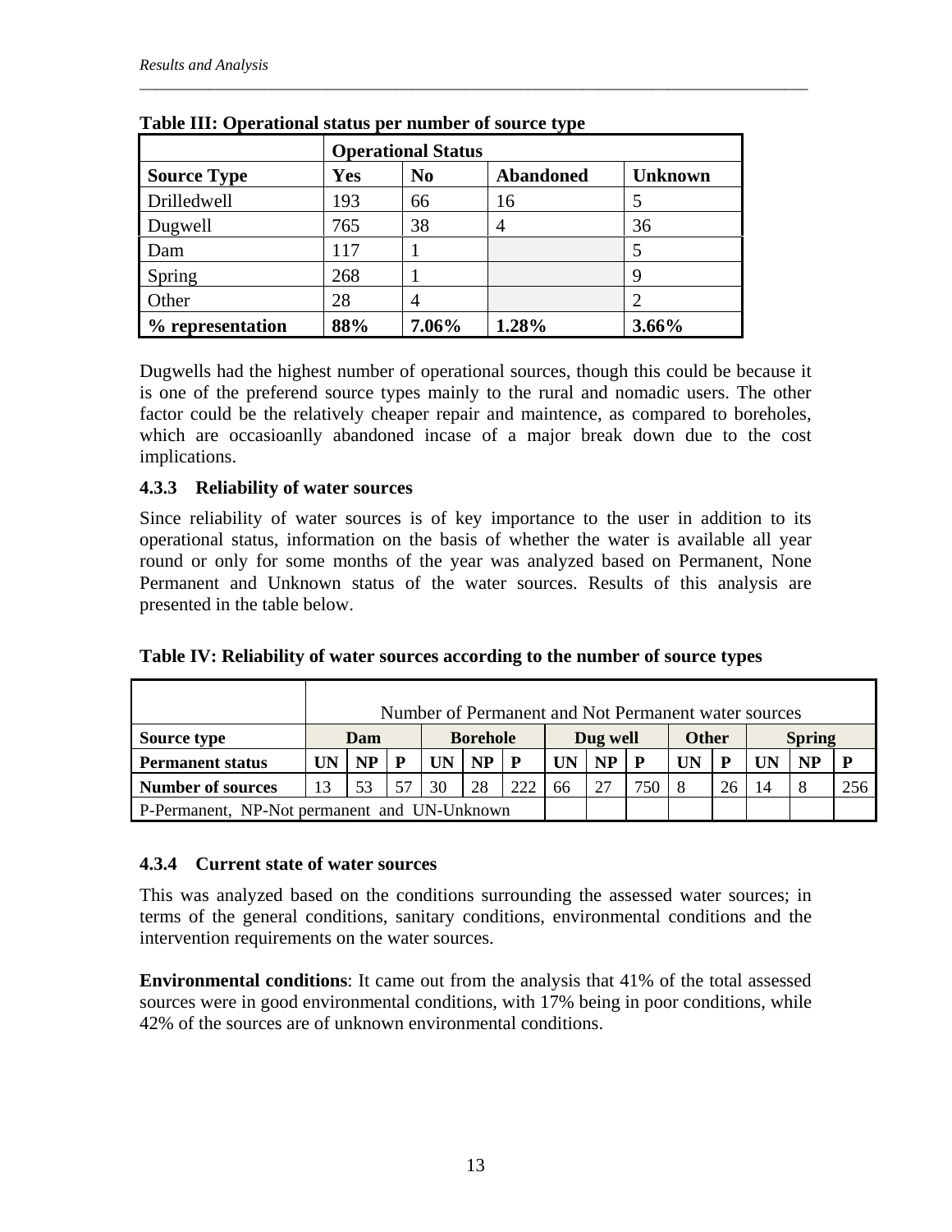**Table III: Operational status per number of source type**

| | Operational Status | | | |
|---|---|---|---|---|
| **Source Type** | **Yes** | **No** | **Abandoned** | **Unknown** |
| Drilledwell | 193 | 66 | 16 | 5 |
| Dugwell | 765 | 38 | 4 | 36 |
| Dam | 117 | 1 | | 5 |
| Spring | 268 | 1 | | 9 |
| Other | 28 | 4 | | 2 |
| **% representation** | **88%** | **7.06%** | **1.28%** | **3.66%** |

Dugwells had the highest number of operational sources, though this could be because it is one of the preferend source types mainly to the rural and nomadic users. The other factor could be the relatively cheaper repair and maintence, as compared to boreholes, which are occasioanlly abandoned incase of a major break down due to the cost implications.

### 4.3.3 Reliability of water sources

Since reliability of water sources is of key importance to the user in addition to its operational status, information on the basis of whether the water is available all year round or only for some months of the year was analyzed based on Permanent, None Permanent and Unknown status of the water sources. Results of this analysis are presented in the table below.

**Table IV: Reliability of water sources according to the number of source types**

| | Number of Permanent and Not Permanent water sources | | | | | | | | | | | | | | |
|---|---|---|---|---|---|---|---|---|---|---|---|---|---|---|---|
| **Source type** | **Dam** | | | **Borehole** | | | **Dug well** | | | **Other** | | **Spring** | | |
| **Permanent status** | **UN** | **NP** | **P** | **UN** | **NP** | **P** | **UN** | **NP** | **P** | **UN** | **P** | **UN** | **NP** | **P** |
| **Number of sources** | 13 | 53 | 57 | 30 | 28 | 222 | 66 | 27 | 750 | 8 | 26 | 14 | 8 | 256 |
| P-Permanent, NP-Not permanent and UN-Unknown | | | | | | | | | | | | | | |

### 4.3.4 Current state of water sources

This was analyzed based on the conditions surrounding the assessed water sources; in terms of the general conditions, sanitary conditions, environmental conditions and the intervention requirements on the water sources.

**Environmental conditions**: It came out from the analysis that 41% of the total assessed sources were in good environmental conditions, with 17% being in poor conditions, while 42% of the sources are of unknown environmental conditions.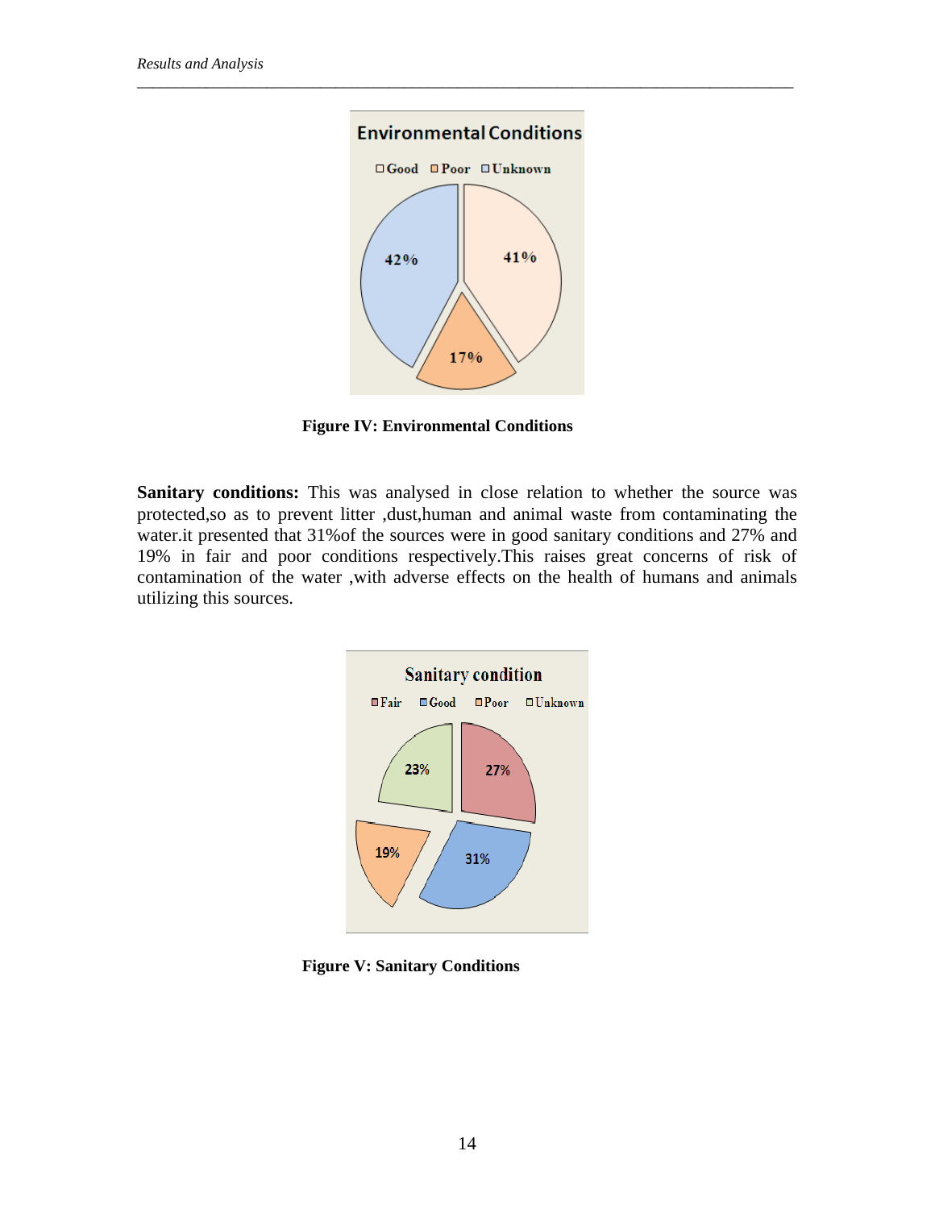**Figure IV: Environmental Conditions**

**Sanitary conditions:** This was analysed in close relation to whether the source was protected,so as to prevent litter ,dust,human and animal waste from contaminating the water.it presented that 31%of the sources were in good sanitary conditions and 27% and 19% in fair and poor conditions respectively.This raises great concerns of risk of contamination of the water ,with adverse effects on the health of humans and animals utilizing this sources.

**Figure V: Sanitary Conditions**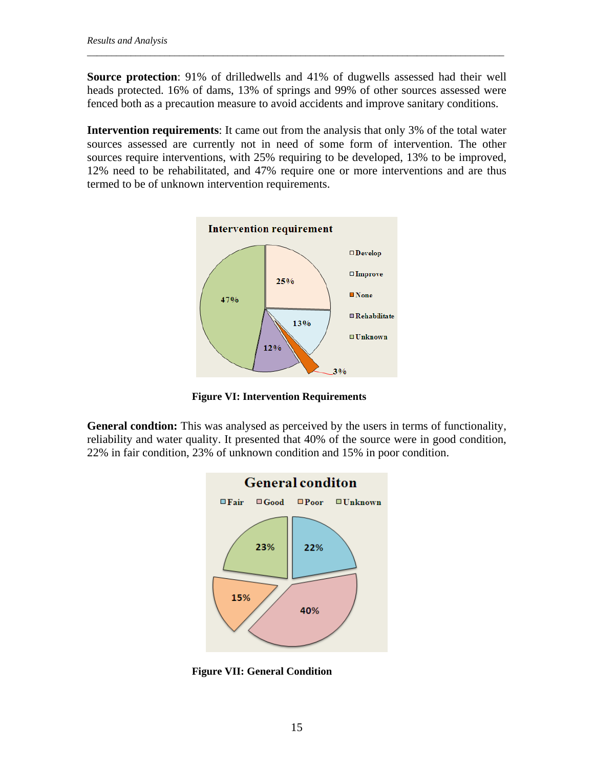**Source protection**: 91% of drilledwells and 41% of dugwells assessed had their well heads protected. 16% of dams, 13% of springs and 99% of other sources assessed were fenced both as a precaution measure to avoid accidents and improve sanitary conditions.

**Intervention requirements**: It came out from the analysis that only 3% of the total water sources assessed are currently not in need of some form of intervention. The other sources require interventions, with 25% requiring to be developed, 13% to be improved, 12% need to be rehabilitated, and 47% require one or more interventions and are thus termed to be of unknown intervention requirements.

**Figure VI: Intervention Requirements**

**General condtion:** This was analysed as perceived by the users in terms of functionality, reliability and water quality. It presented that 40% of the source were in good condition, 22% in fair condition, 23% of unknown condition and 15% in poor condition.

**Figure VII: General Condition**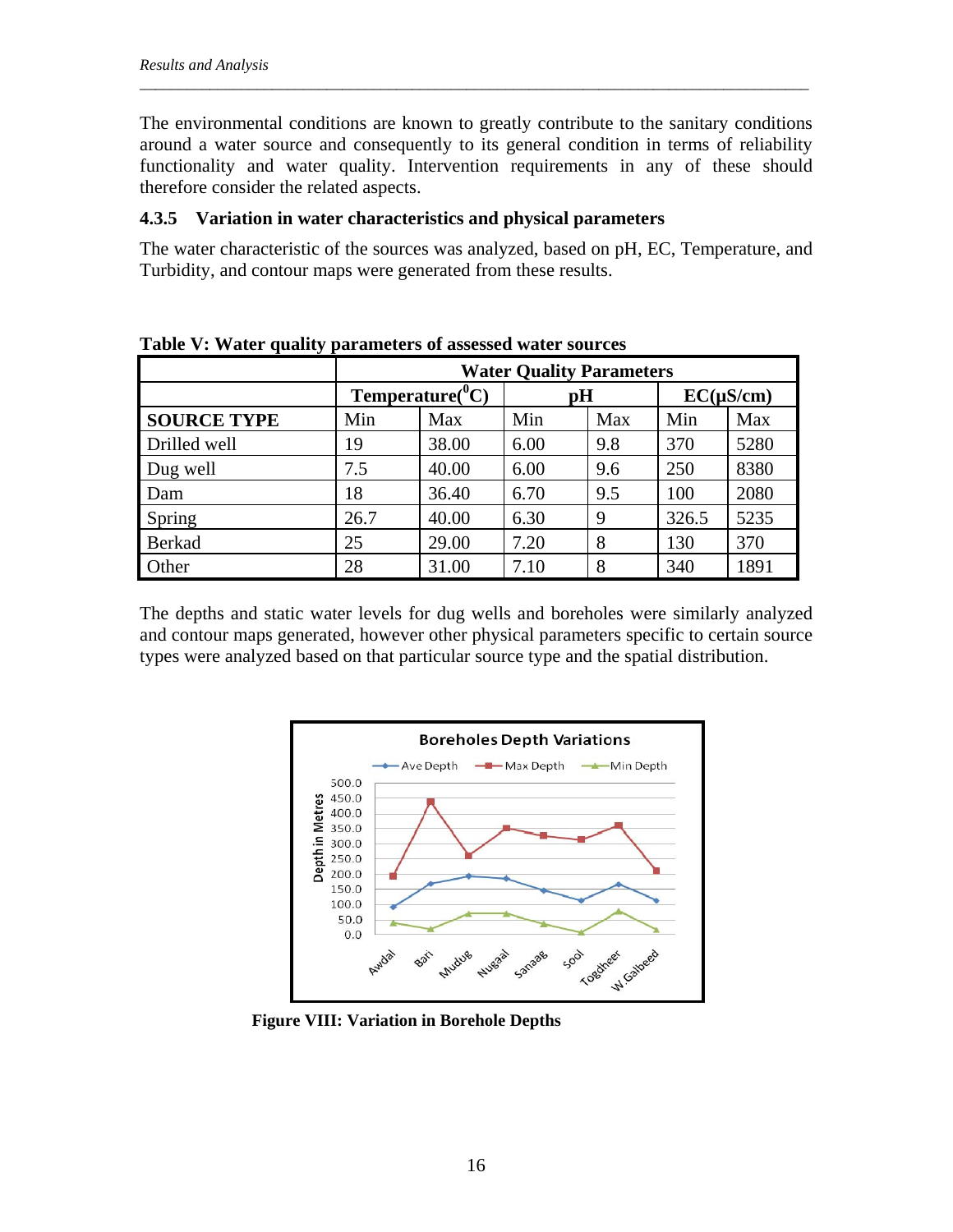The environmental conditions are known to greatly contribute to the sanitary conditions around a water source and consequently to its general condition in terms of reliability functionality and water quality. Intervention requirements in any of these should therefore consider the related aspects.

### 4.3.5 Variation in water characteristics and physical parameters

The water characteristic of the sources was analyzed, based on pH, EC, Temperature, and Turbidity, and contour maps were generated from these results.

**Table V: Water quality parameters of assessed water sources**

| | Water Quality Parameters | | | | | |
|---|---|---|---|---|---|---|
| | Temperature($^0$C) | | pH | | EC(µS/cm) | |
| **SOURCE TYPE** | Min | Max | Min | Max | Min | Max |
| Drilled well | 19 | 38.00 | 6.00 | 9.8 | 370 | 5280 |
| Dug well | 7.5 | 40.00 | 6.00 | 9.6 | 250 | 8380 |
| Dam | 18 | 36.40 | 6.70 | 9.5 | 100 | 2080 |
| Spring | 26.7 | 40.00 | 6.30 | 9 | 326.5 | 5235 |
| Berkad | 25 | 29.00 | 7.20 | 8 | 130 | 370 |
| Other | 28 | 31.00 | 7.10 | 8 | 340 | 1891 |

The depths and static water levels for dug wells and boreholes were similarly analyzed and contour maps generated, however other physical parameters specific to certain source types were analyzed based on that particular source type and the spatial distribution.

**Figure VIII: Variation in Borehole Depths**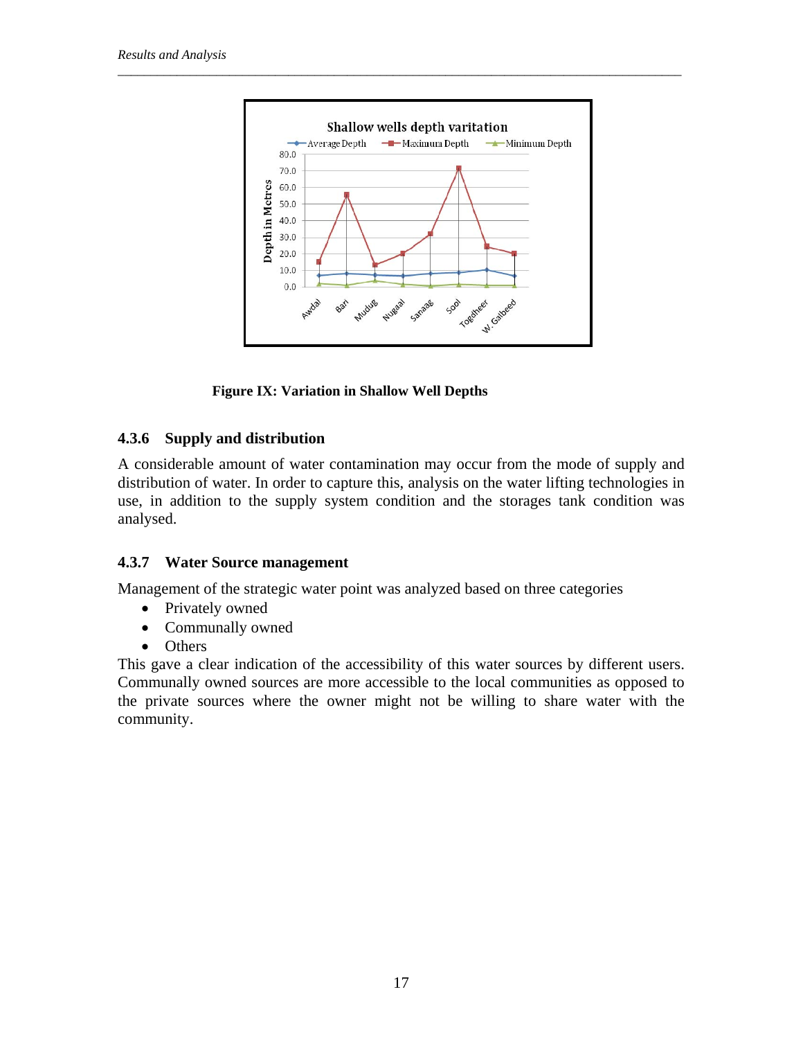**Figure IX: Variation in Shallow Well Depths**

### 4.3.6 Supply and distribution

A considerable amount of water contamination may occur from the mode of supply and distribution of water. In order to capture this, analysis on the water lifting technologies in use, in addition to the supply system condition and the storages tank condition was analysed.

### 4.3.7 Water Source management

Management of the strategic water point was analyzed based on three categories

- Privately owned
- Communally owned
- Others

This gave a clear indication of the accessibility of this water sources by different users. Communally owned sources are more accessible to the local communities as opposed to the private sources where the owner might not be willing to share water with the community.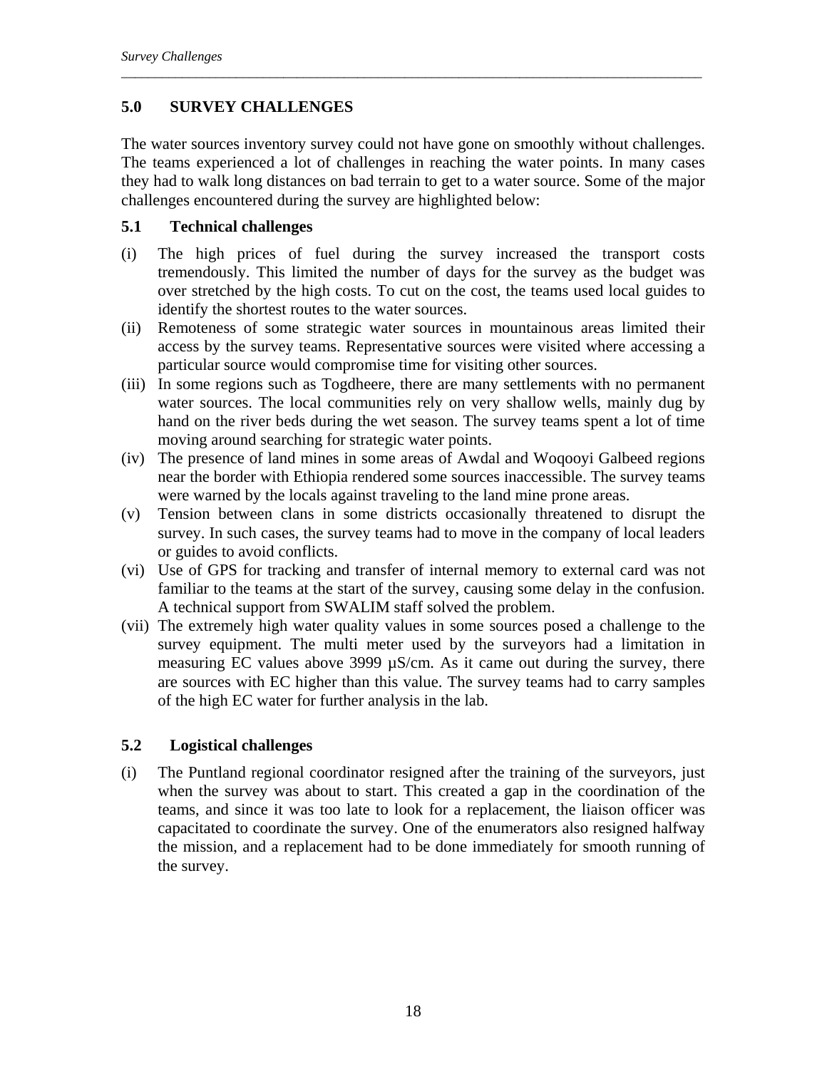## 5.0 SURVEY CHALLENGES

The water sources inventory survey could not have gone on smoothly without challenges. The teams experienced a lot of challenges in reaching the water points. In many cases they had to walk long distances on bad terrain to get to a water source. Some of the major challenges encountered during the survey are highlighted below:

### 5.1 Technical challenges

(i) The high prices of fuel during the survey increased the transport costs tremendously. This limited the number of days for the survey as the budget was over stretched by the high costs. To cut on the cost, the teams used local guides to identify the shortest routes to the water sources.

(ii) Remoteness of some strategic water sources in mountainous areas limited their access by the survey teams. Representative sources were visited where accessing a particular source would compromise time for visiting other sources.

(iii) In some regions such as Togdheere, there are many settlements with no permanent water sources. The local communities rely on very shallow wells, mainly dug by hand on the river beds during the wet season. The survey teams spent a lot of time moving around searching for strategic water points.

(iv) The presence of land mines in some areas of Awdal and Woqooyi Galbeed regions near the border with Ethiopia rendered some sources inaccessible. The survey teams were warned by the locals against traveling to the land mine prone areas.

(v) Tension between clans in some districts occasionally threatened to disrupt the survey. In such cases, the survey teams had to move in the company of local leaders or guides to avoid conflicts.

(vi) Use of GPS for tracking and transfer of internal memory to external card was not familiar to the teams at the start of the survey, causing some delay in the confusion. A technical support from SWALIM staff solved the problem.

(vii) The extremely high water quality values in some sources posed a challenge to the survey equipment. The multi meter used by the surveyors had a limitation in measuring EC values above 3999 µS/cm. As it came out during the survey, there are sources with EC higher than this value. The survey teams had to carry samples of the high EC water for further analysis in the lab.

### 5.2 Logistical challenges

(i) The Puntland regional coordinator resigned after the training of the surveyors, just when the survey was about to start. This created a gap in the coordination of the teams, and since it was too late to look for a replacement, the liaison officer was capacitated to coordinate the survey. One of the enumerators also resigned halfway the mission, and a replacement had to be done immediately for smooth running of the survey.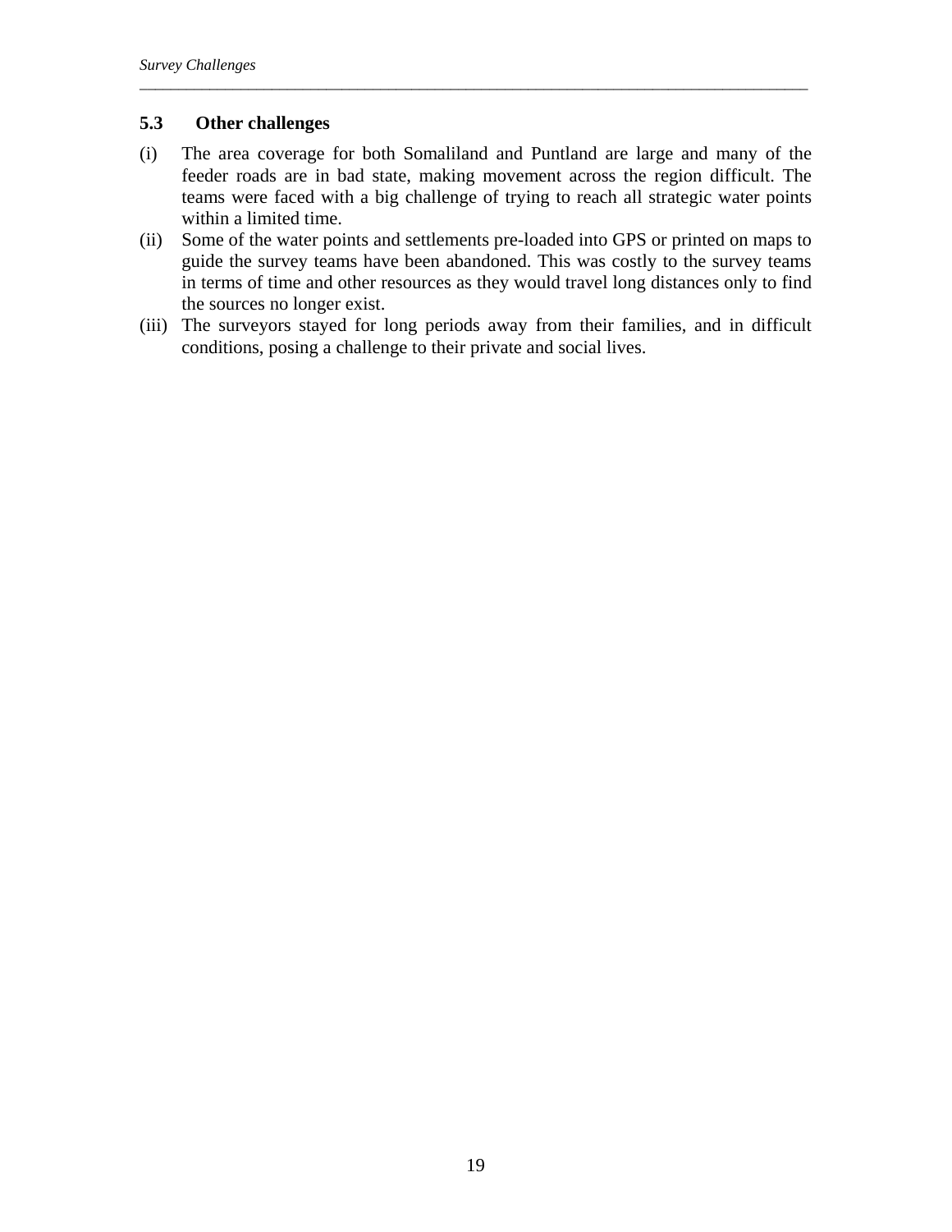### 5.3 Other challenges

(i) The area coverage for both Somaliland and Puntland are large and many of the feeder roads are in bad state, making movement across the region difficult. The teams were faced with a big challenge of trying to reach all strategic water points within a limited time.

(ii) Some of the water points and settlements pre-loaded into GPS or printed on maps to guide the survey teams have been abandoned. This was costly to the survey teams in terms of time and other resources as they would travel long distances only to find the sources no longer exist.

(iii) The surveyors stayed for long periods away from their families, and in difficult conditions, posing a challenge to their private and social lives.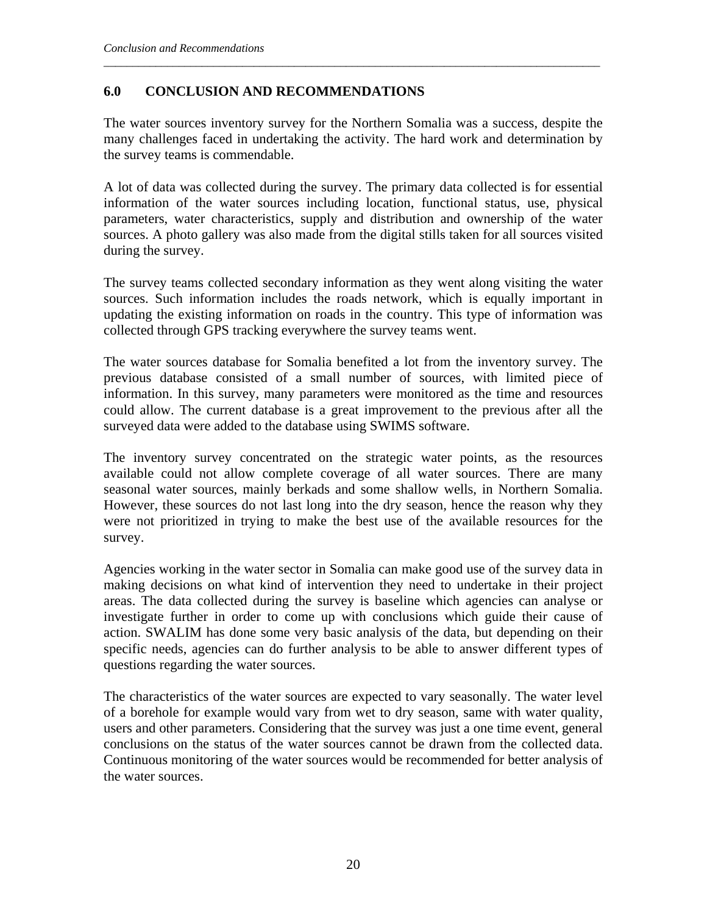# 6.0 CONCLUSION AND RECOMMENDATIONS

The water sources inventory survey for the Northern Somalia was a success, despite the many challenges faced in undertaking the activity. The hard work and determination by the survey teams is commendable.

A lot of data was collected during the survey. The primary data collected is for essential information of the water sources including location, functional status, use, physical parameters, water characteristics, supply and distribution and ownership of the water sources. A photo gallery was also made from the digital stills taken for all sources visited during the survey.

The survey teams collected secondary information as they went along visiting the water sources. Such information includes the roads network, which is equally important in updating the existing information on roads in the country. This type of information was collected through GPS tracking everywhere the survey teams went.

The water sources database for Somalia benefited a lot from the inventory survey. The previous database consisted of a small number of sources, with limited piece of information. In this survey, many parameters were monitored as the time and resources could allow. The current database is a great improvement to the previous after all the surveyed data were added to the database using SWIMS software.

The inventory survey concentrated on the strategic water points, as the resources available could not allow complete coverage of all water sources. There are many seasonal water sources, mainly berkads and some shallow wells, in Northern Somalia. However, these sources do not last long into the dry season, hence the reason why they were not prioritized in trying to make the best use of the available resources for the survey.

Agencies working in the water sector in Somalia can make good use of the survey data in making decisions on what kind of intervention they need to undertake in their project areas. The data collected during the survey is baseline which agencies can analyse or investigate further in order to come up with conclusions which guide their cause of action. SWALIM has done some very basic analysis of the data, but depending on their specific needs, agencies can do further analysis to be able to answer different types of questions regarding the water sources.

The characteristics of the water sources are expected to vary seasonally. The water level of a borehole for example would vary from wet to dry season, same with water quality, users and other parameters. Considering that the survey was just a one time event, general conclusions on the status of the water sources cannot be drawn from the collected data. Continuous monitoring of the water sources would be recommended for better analysis of the water sources.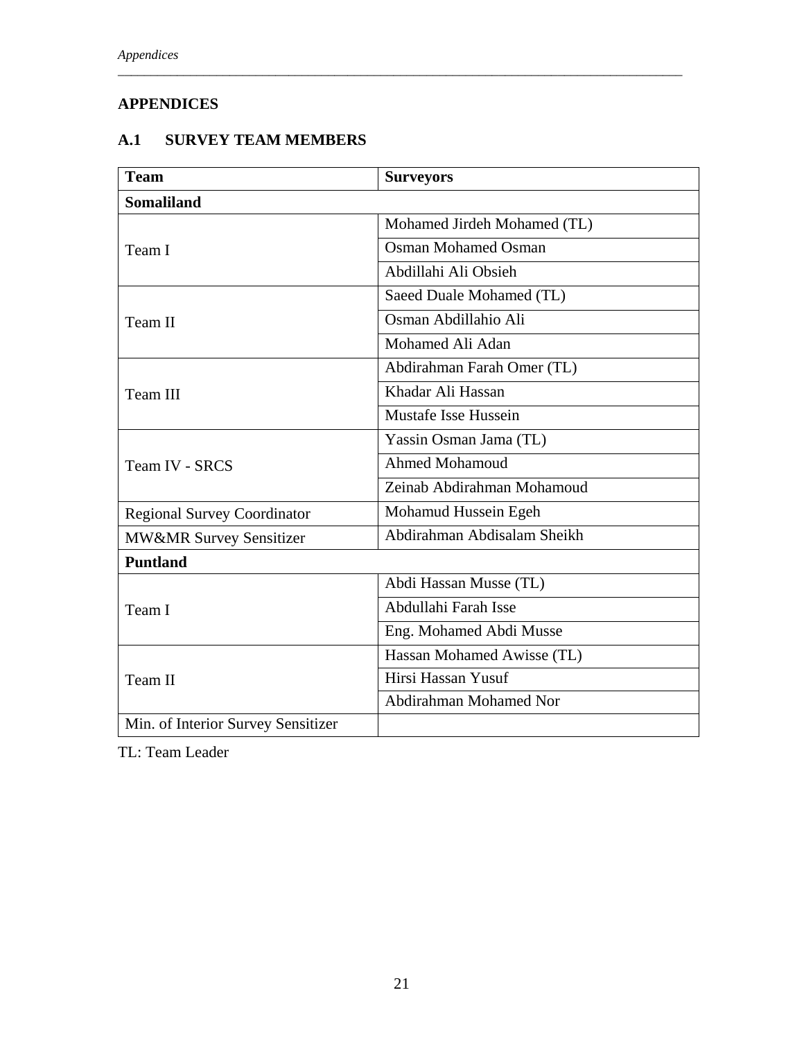# APPENDICES

## A.1 SURVEY TEAM MEMBERS

| Team | Surveyors |
|---|---|
| **Somaliland** | |
| Team I | Mohamed Jirdeh Mohamed (TL) |
| | Osman Mohamed Osman |
| | Abdillahi Ali Obsieh |
| Team II | Saeed Duale Mohamed (TL) |
| | Osman Abdillahio Ali |
| | Mohamed Ali Adan |
| Team III | Abdirahman Farah Omer (TL) |
| | Khadar Ali Hassan |
| | Mustafe Isse Hussein |
| Team IV - SRCS | Yassin Osman Jama (TL) |
| | Ahmed Mohamoud |
| | Zeinab Abdirahman Mohamoud |
| Regional Survey Coordinator | Mohamud Hussein Egeh |
| MW&MR Survey Sensitizer | Abdirahman Abdisalam Sheikh |
| **Puntland** | |
| Team I | Abdi Hassan Musse (TL) |
| | Abdullahi Farah Isse |
| | Eng. Mohamed Abdi Musse |
| Team II | Hassan Mohamed Awisse (TL) |
| | Hirsi Hassan Yusuf |
| | Abdirahman Mohamed Nor |
| Min. of Interior Survey Sensitizer | |

TL: Team Leader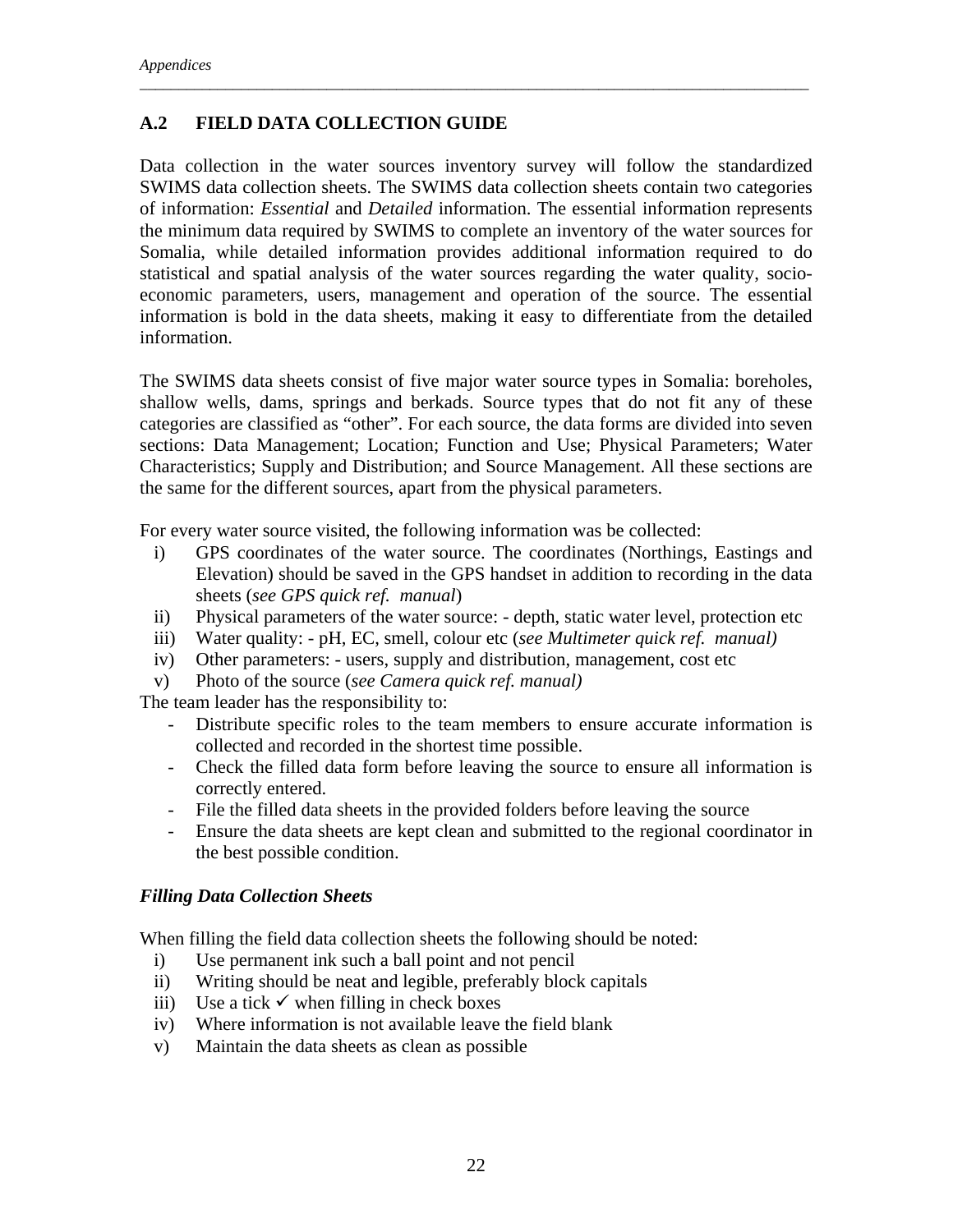## A.2 FIELD DATA COLLECTION GUIDE

Data collection in the water sources inventory survey will follow the standardized SWIMS data collection sheets. The SWIMS data collection sheets contain two categories of information: *Essential* and *Detailed* information. The essential information represents the minimum data required by SWIMS to complete an inventory of the water sources for Somalia, while detailed information provides additional information required to do statistical and spatial analysis of the water sources regarding the water quality, socio-economic parameters, users, management and operation of the source. The essential information is bold in the data sheets, making it easy to differentiate from the detailed information.

The SWIMS data sheets consist of five major water source types in Somalia: boreholes, shallow wells, dams, springs and berkads. Source types that do not fit any of these categories are classified as "other". For each source, the data forms are divided into seven sections: Data Management; Location; Function and Use; Physical Parameters; Water Characteristics; Supply and Distribution; and Source Management. All these sections are the same for the different sources, apart from the physical parameters.

For every water source visited, the following information was be collected:

i) GPS coordinates of the water source. The coordinates (Northings, Eastings and Elevation) should be saved in the GPS handset in addition to recording in the data sheets (*see GPS quick ref. manual*)
ii) Physical parameters of the water source: - depth, static water level, protection etc
iii) Water quality: - pH, EC, smell, colour etc (*see Multimeter quick ref. manual)*
iv) Other parameters: - users, supply and distribution, management, cost etc
v) Photo of the source (*see Camera quick ref. manual)*

The team leader has the responsibility to:

- Distribute specific roles to the team members to ensure accurate information is collected and recorded in the shortest time possible.
- Check the filled data form before leaving the source to ensure all information is correctly entered.
- File the filled data sheets in the provided folders before leaving the source
- Ensure the data sheets are kept clean and submitted to the regional coordinator in the best possible condition.

### *Filling Data Collection Sheets*

When filling the field data collection sheets the following should be noted:

i) Use permanent ink such a ball point and not pencil
ii) Writing should be neat and legible, preferably block capitals
iii) Use a tick ✓ when filling in check boxes
iv) Where information is not available leave the field blank
v) Maintain the data sheets as clean as possible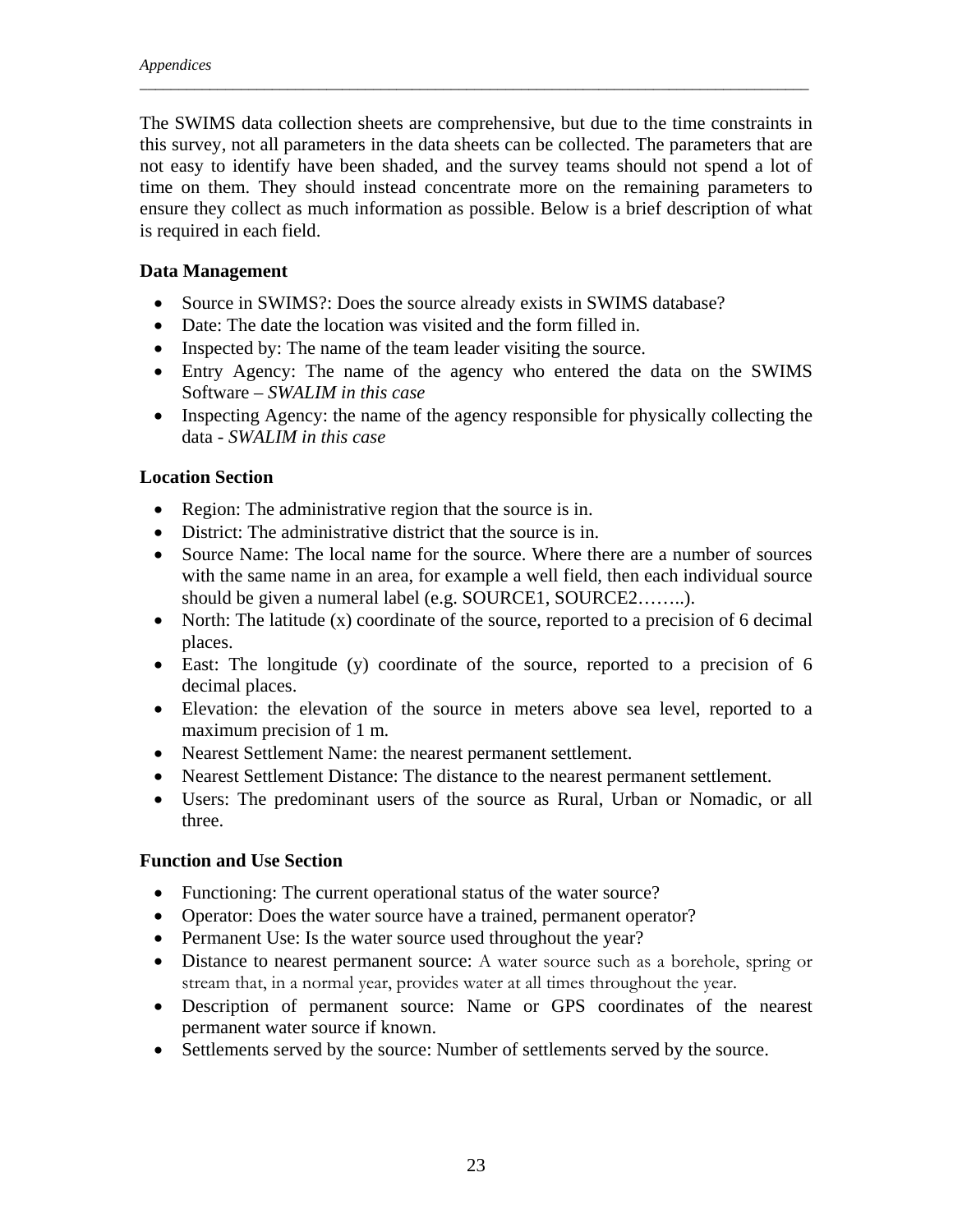The SWIMS data collection sheets are comprehensive, but due to the time constraints in this survey, not all parameters in the data sheets can be collected. The parameters that are not easy to identify have been shaded, and the survey teams should not spend a lot of time on them. They should instead concentrate more on the remaining parameters to ensure they collect as much information as possible. Below is a brief description of what is required in each field.

**Data Management**

- Source in SWIMS?: Does the source already exists in SWIMS database?
- Date: The date the location was visited and the form filled in.
- Inspected by: The name of the team leader visiting the source.
- Entry Agency: The name of the agency who entered the data on the SWIMS Software – *SWALIM in this case*
- Inspecting Agency: the name of the agency responsible for physically collecting the data - *SWALIM in this case*

**Location Section**

- Region: The administrative region that the source is in.
- District: The administrative district that the source is in.
- Source Name: The local name for the source. Where there are a number of sources with the same name in an area, for example a well field, then each individual source should be given a numeral label (e.g. SOURCE1, SOURCE2……..).
- North: The latitude (x) coordinate of the source, reported to a precision of 6 decimal places.
- East: The longitude (y) coordinate of the source, reported to a precision of 6 decimal places.
- Elevation: the elevation of the source in meters above sea level, reported to a maximum precision of 1 m.
- Nearest Settlement Name: the nearest permanent settlement.
- Nearest Settlement Distance: The distance to the nearest permanent settlement.
- Users: The predominant users of the source as Rural, Urban or Nomadic, or all three.

**Function and Use Section**

- Functioning: The current operational status of the water source?
- Operator: Does the water source have a trained, permanent operator?
- Permanent Use: Is the water source used throughout the year?
- Distance to nearest permanent source: A water source such as a borehole, spring or stream that, in a normal year, provides water at all times throughout the year.
- Description of permanent source: Name or GPS coordinates of the nearest permanent water source if known.
- Settlements served by the source: Number of settlements served by the source.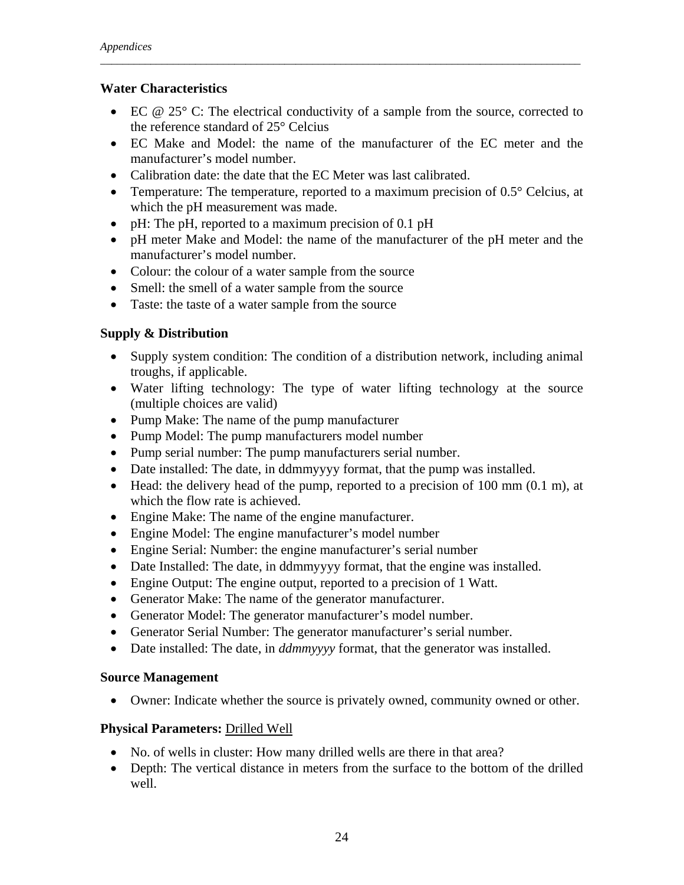**Water Characteristics**

- EC @ 25° C: The electrical conductivity of a sample from the source, corrected to the reference standard of 25° Celcius
- EC Make and Model: the name of the manufacturer of the EC meter and the manufacturer's model number.
- Calibration date: the date that the EC Meter was last calibrated.
- Temperature: The temperature, reported to a maximum precision of 0.5° Celcius, at which the pH measurement was made.
- pH: The pH, reported to a maximum precision of 0.1 pH
- pH meter Make and Model: the name of the manufacturer of the pH meter and the manufacturer's model number.
- Colour: the colour of a water sample from the source
- Smell: the smell of a water sample from the source
- Taste: the taste of a water sample from the source

**Supply & Distribution**

- Supply system condition: The condition of a distribution network, including animal troughs, if applicable.
- Water lifting technology: The type of water lifting technology at the source (multiple choices are valid)
- Pump Make: The name of the pump manufacturer
- Pump Model: The pump manufacturers model number
- Pump serial number: The pump manufacturers serial number.
- Date installed: The date, in ddmmyyyy format, that the pump was installed.
- Head: the delivery head of the pump, reported to a precision of 100 mm (0.1 m), at which the flow rate is achieved.
- Engine Make: The name of the engine manufacturer.
- Engine Model: The engine manufacturer's model number
- Engine Serial: Number: the engine manufacturer's serial number
- Date Installed: The date, in ddmmyyyy format, that the engine was installed.
- Engine Output: The engine output, reported to a precision of 1 Watt.
- Generator Make: The name of the generator manufacturer.
- Generator Model: The generator manufacturer's model number.
- Generator Serial Number: The generator manufacturer's serial number.
- Date installed: The date, in *ddmmyyyy* format, that the generator was installed.

**Source Management**

- Owner: Indicate whether the source is privately owned, community owned or other.

**Physical Parameters:** Drilled Well

- No. of wells in cluster: How many drilled wells are there in that area?
- Depth: The vertical distance in meters from the surface to the bottom of the drilled well.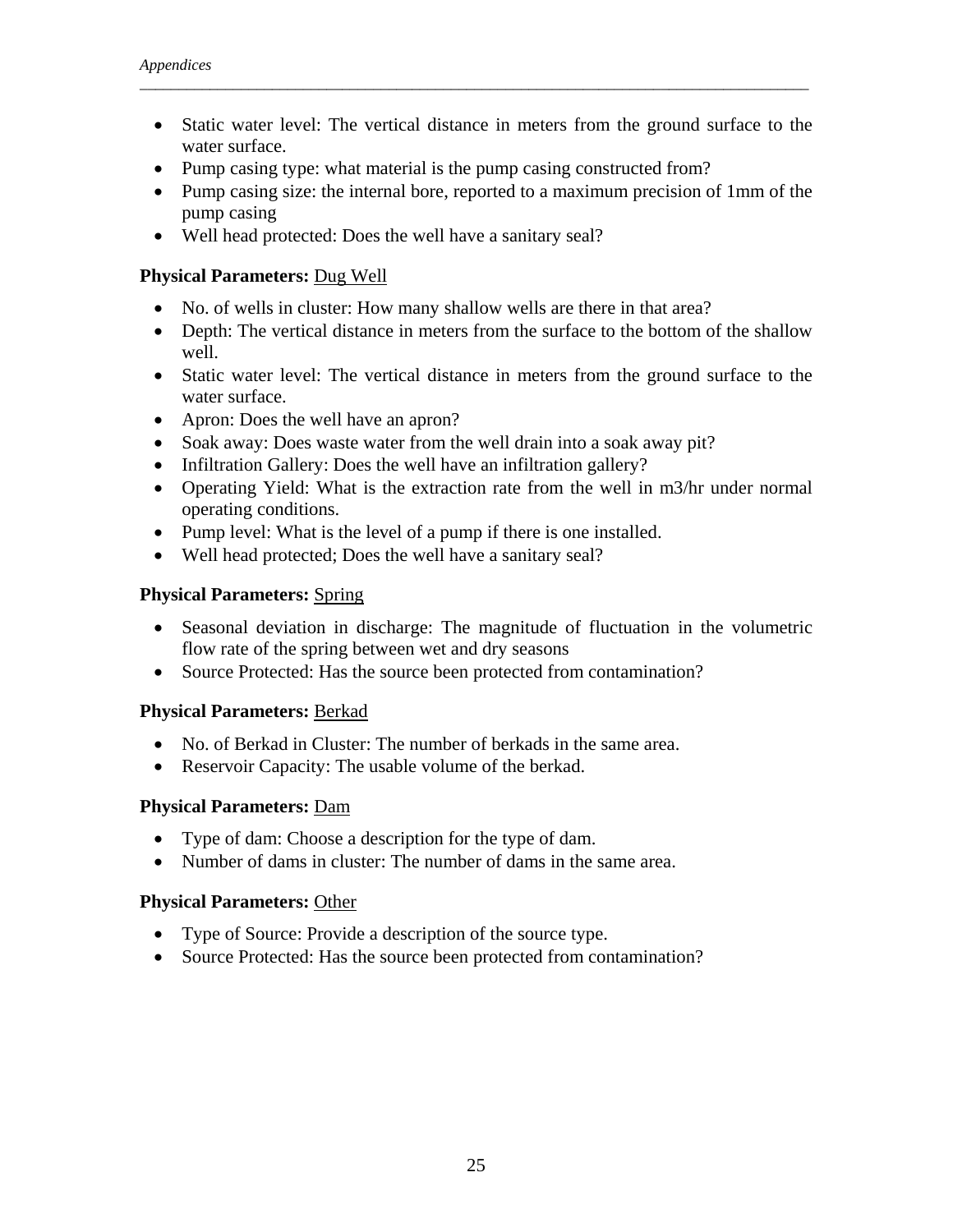- Static water level: The vertical distance in meters from the ground surface to the water surface.
- Pump casing type: what material is the pump casing constructed from?
- Pump casing size: the internal bore, reported to a maximum precision of 1mm of the pump casing
- Well head protected: Does the well have a sanitary seal?

**Physical Parameters:** Dug Well

- No. of wells in cluster: How many shallow wells are there in that area?
- Depth: The vertical distance in meters from the surface to the bottom of the shallow well.
- Static water level: The vertical distance in meters from the ground surface to the water surface.
- Apron: Does the well have an apron?
- Soak away: Does waste water from the well drain into a soak away pit?
- Infiltration Gallery: Does the well have an infiltration gallery?
- Operating Yield: What is the extraction rate from the well in m3/hr under normal operating conditions.
- Pump level: What is the level of a pump if there is one installed.
- Well head protected; Does the well have a sanitary seal?

**Physical Parameters:** Spring

- Seasonal deviation in discharge: The magnitude of fluctuation in the volumetric flow rate of the spring between wet and dry seasons
- Source Protected: Has the source been protected from contamination?

**Physical Parameters:** Berkad

- No. of Berkad in Cluster: The number of berkads in the same area.
- Reservoir Capacity: The usable volume of the berkad.

**Physical Parameters:** Dam

- Type of dam: Choose a description for the type of dam.
- Number of dams in cluster: The number of dams in the same area.

**Physical Parameters:** Other

- Type of Source: Provide a description of the source type.
- Source Protected: Has the source been protected from contamination?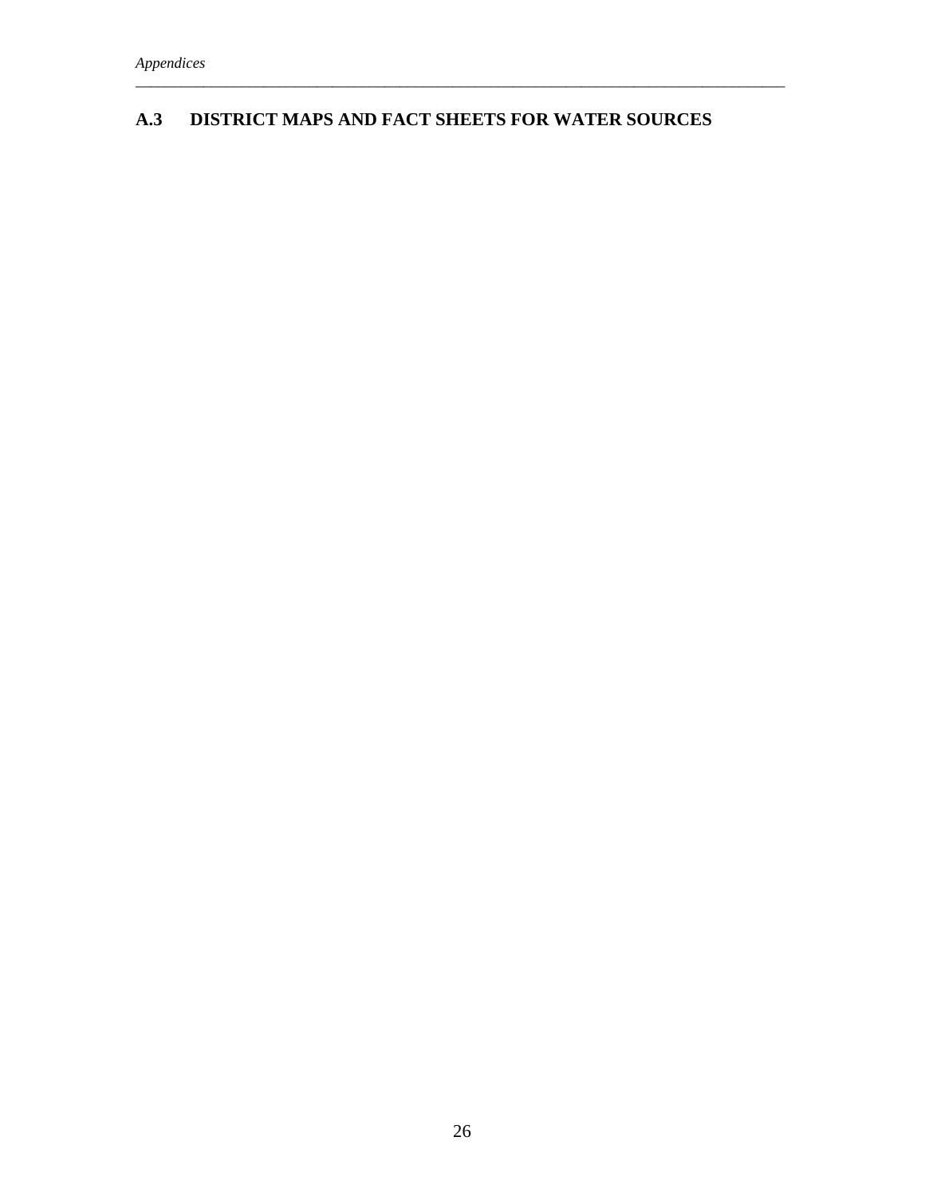## A.3 DISTRICT MAPS AND FACT SHEETS FOR WATER SOURCES